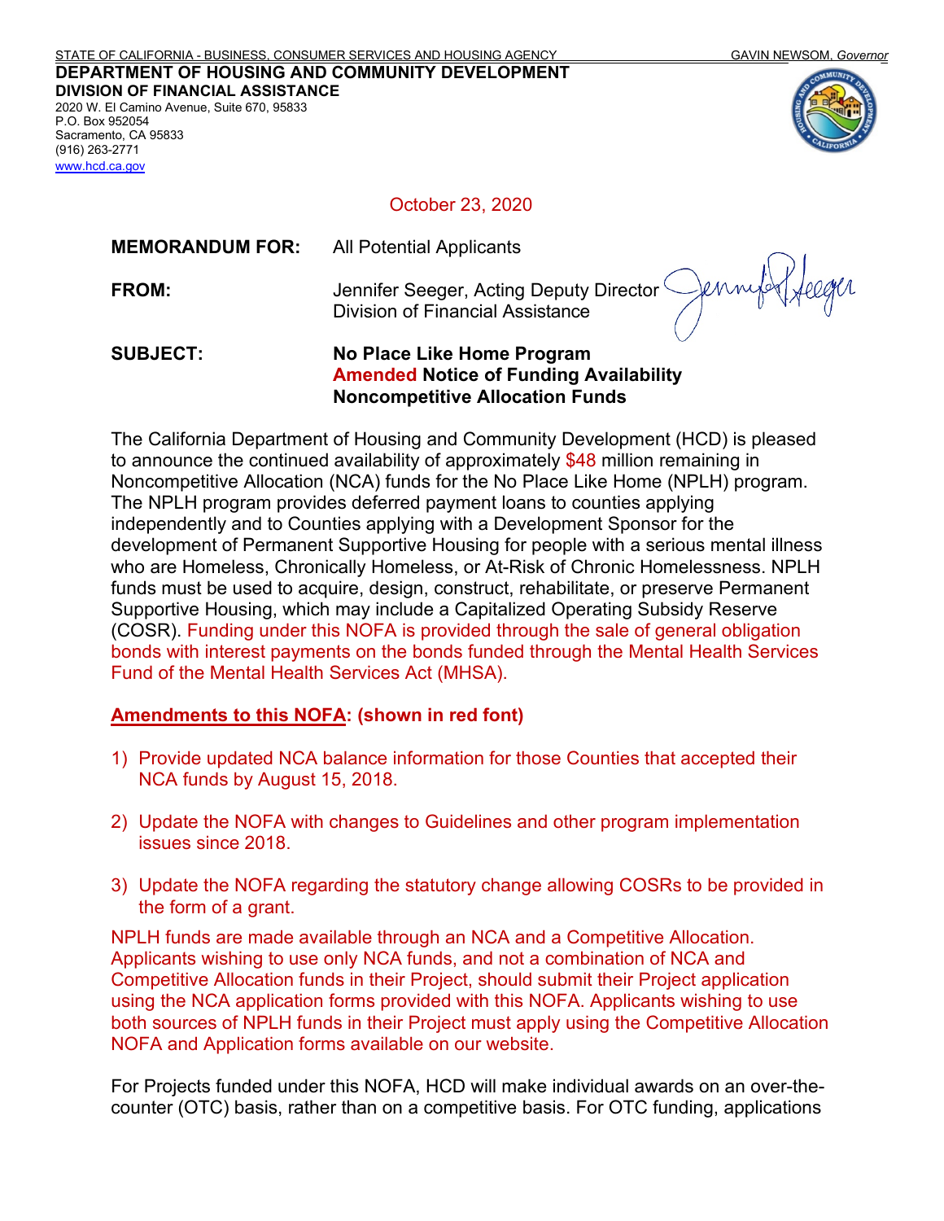STATE OF CALIFORNIA - BUSINESS, CONSUMER SERVICES AND HOUSING AGENCY GAVIN NEWSOM, *Governor*

**DEPARTMENT OF HOUSING AND COMMUNITY DEVELOPMENT**
**DIVISION OF FINANCIAL ASSISTANCE**
2020 W. El Camino Avenue, Suite 670, 95833
P.O. Box 952054
Sacramento, CA 95833
(916) 263-2771
www.hcd.ca.gov

October 23, 2020

**MEMORANDUM FOR:** All Potential Applicants

**FROM:** Jennifer Seeger, Acting Deputy Director
Division of Financial Assistance

**SUBJECT:** **No Place Like Home Program**
**Amended Notice of Funding Availability**
**Noncompetitive Allocation Funds**

The California Department of Housing and Community Development (HCD) is pleased to announce the continued availability of approximately $48 million remaining in Noncompetitive Allocation (NCA) funds for the No Place Like Home (NPLH) program. The NPLH program provides deferred payment loans to counties applying independently and to Counties applying with a Development Sponsor for the development of Permanent Supportive Housing for people with a serious mental illness who are Homeless, Chronically Homeless, or At-Risk of Chronic Homelessness. NPLH funds must be used to acquire, design, construct, rehabilitate, or preserve Permanent Supportive Housing, which may include a Capitalized Operating Subsidy Reserve (COSR). Funding under this NOFA is provided through the sale of general obligation bonds with interest payments on the bonds funded through the Mental Health Services Fund of the Mental Health Services Act (MHSA).

**Amendments to this NOFA: (shown in red font)**

1) Provide updated NCA balance information for those Counties that accepted their NCA funds by August 15, 2018.
2) Update the NOFA with changes to Guidelines and other program implementation issues since 2018.
3) Update the NOFA regarding the statutory change allowing COSRs to be provided in the form of a grant.

NPLH funds are made available through an NCA and a Competitive Allocation. Applicants wishing to use only NCA funds, and not a combination of NCA and Competitive Allocation funds in their Project, should submit their Project application using the NCA application forms provided with this NOFA. Applicants wishing to use both sources of NPLH funds in their Project must apply using the Competitive Allocation NOFA and Application forms available on our website.

For Projects funded under this NOFA, HCD will make individual awards on an over-the-counter (OTC) basis, rather than on a competitive basis. For OTC funding, applications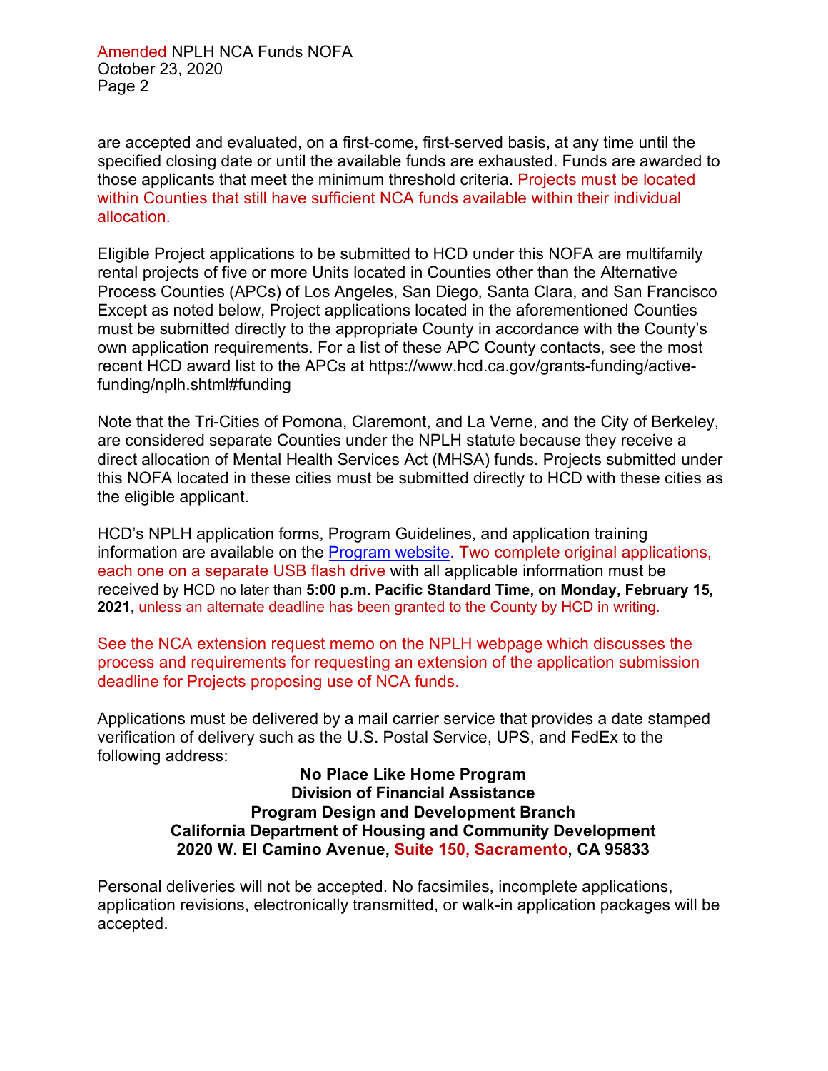are accepted and evaluated, on a first-come, first-served basis, at any time until the specified closing date or until the available funds are exhausted. Funds are awarded to those applicants that meet the minimum threshold criteria. Projects must be located within Counties that still have sufficient NCA funds available within their individual allocation.

Eligible Project applications to be submitted to HCD under this NOFA are multifamily rental projects of five or more Units located in Counties other than the Alternative Process Counties (APCs) of Los Angeles, San Diego, Santa Clara, and San Francisco Except as noted below, Project applications located in the aforementioned Counties must be submitted directly to the appropriate County in accordance with the County's own application requirements. For a list of these APC County contacts, see the most recent HCD award list to the APCs at https://www.hcd.ca.gov/grants-funding/active-funding/nplh.shtml#funding

Note that the Tri-Cities of Pomona, Claremont, and La Verne, and the City of Berkeley, are considered separate Counties under the NPLH statute because they receive a direct allocation of Mental Health Services Act (MHSA) funds. Projects submitted under this NOFA located in these cities must be submitted directly to HCD with these cities as the eligible applicant.

HCD's NPLH application forms, Program Guidelines, and application training information are available on the Program website. Two complete original applications, each one on a separate USB flash drive with all applicable information must be received by HCD no later than **5:00 p.m. Pacific Standard Time, on Monday, February 15, 2021**, unless an alternate deadline has been granted to the County by HCD in writing.

See the NCA extension request memo on the NPLH webpage which discusses the process and requirements for requesting an extension of the application submission deadline for Projects proposing use of NCA funds.

Applications must be delivered by a mail carrier service that provides a date stamped verification of delivery such as the U.S. Postal Service, UPS, and FedEx to the following address:

**No Place Like Home Program**
**Division of Financial Assistance**
**Program Design and Development Branch**
**California Department of Housing and Community Development**
**2020 W. El Camino Avenue, Suite 150, Sacramento, CA 95833**

Personal deliveries will not be accepted. No facsimiles, incomplete applications, application revisions, electronically transmitted, or walk-in application packages will be accepted.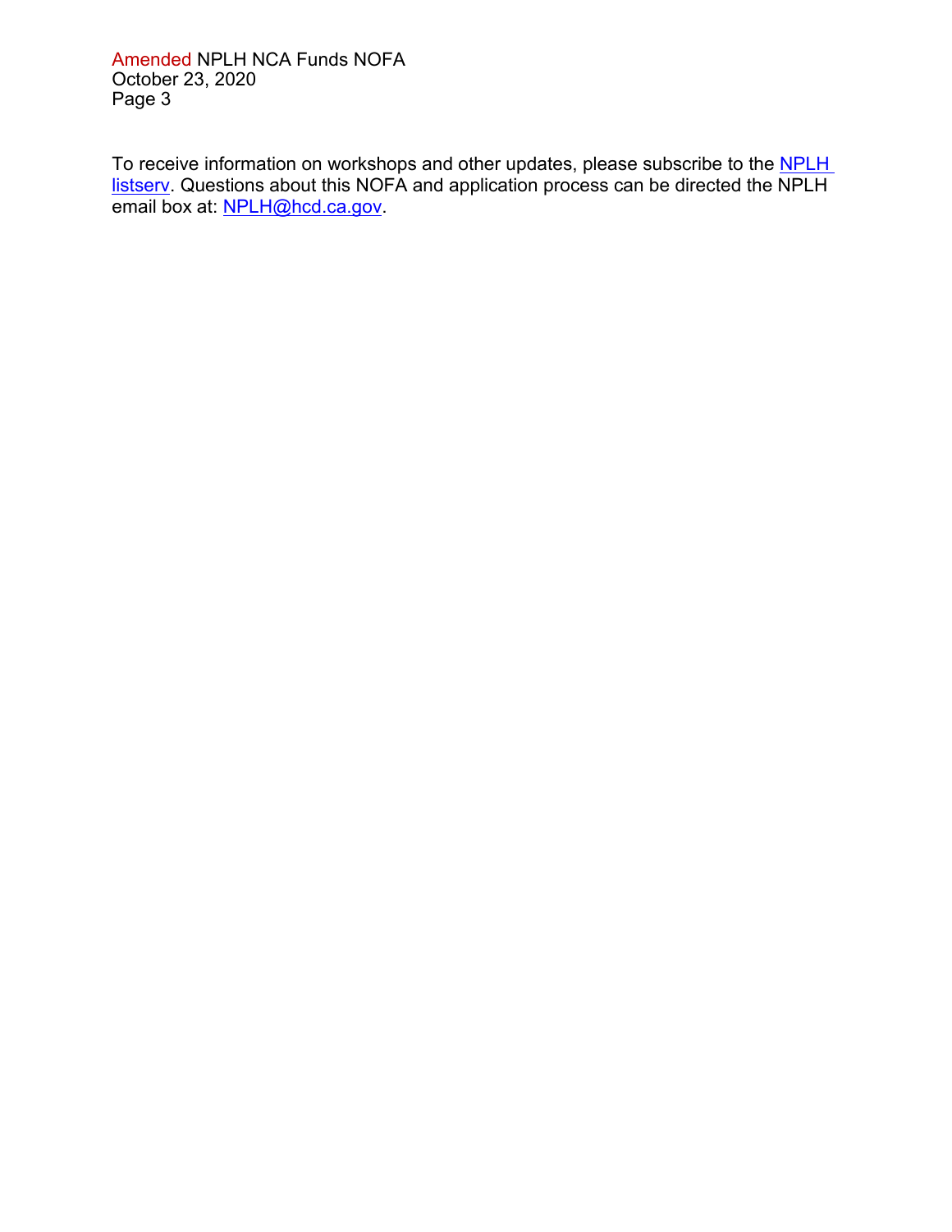To receive information on workshops and other updates, please subscribe to the [NPLH listserv](NPLH listserv). Questions about this NOFA and application process can be directed the NPLH email box at: [NPLH@hcd.ca.gov](mailto:NPLH@hcd.ca.gov).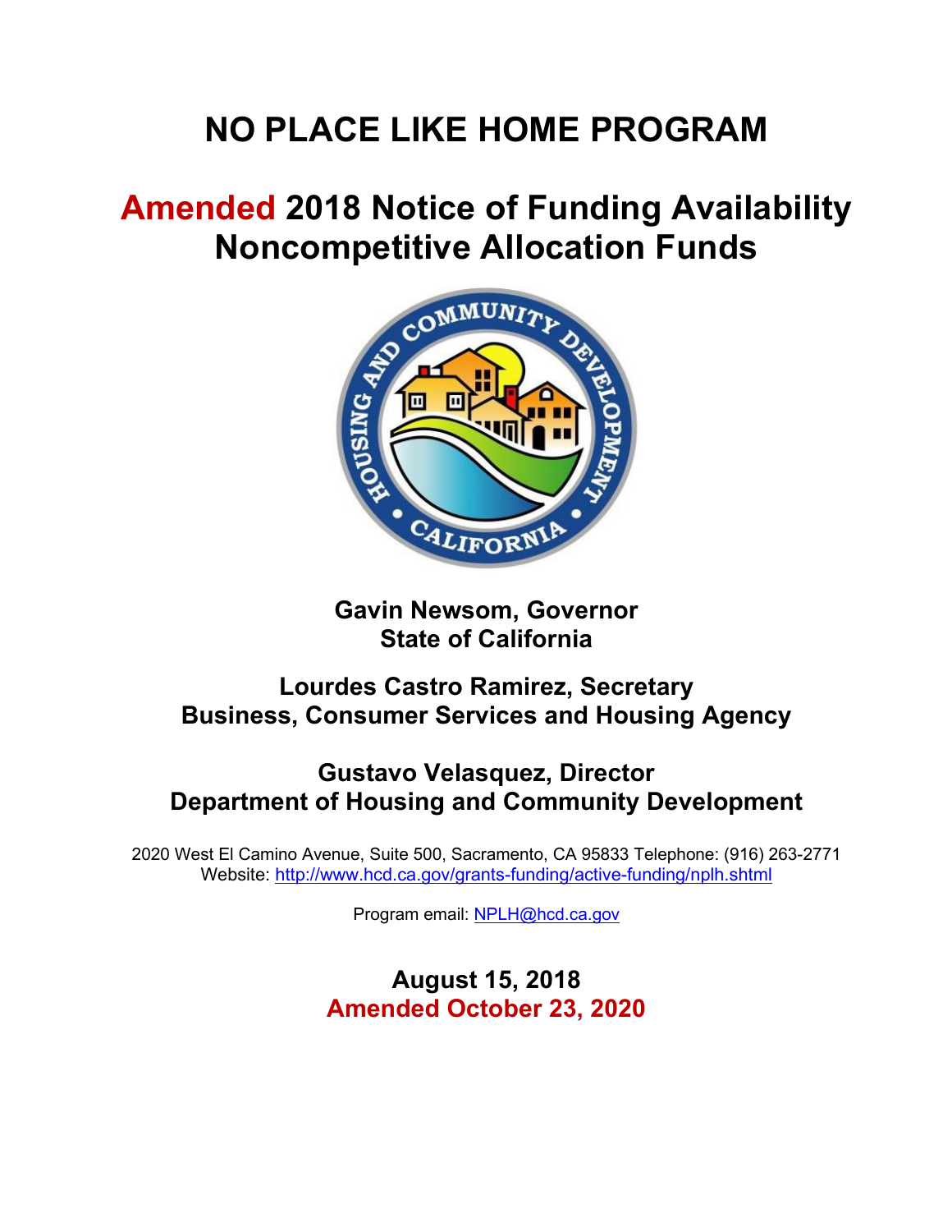# NO PLACE LIKE HOME PROGRAM

# Amended 2018 Notice of Funding Availability Noncompetitive Allocation Funds

**Gavin Newsom, Governor**
**State of California**

**Lourdes Castro Ramirez, Secretary**
**Business, Consumer Services and Housing Agency**

**Gustavo Velasquez, Director**
**Department of Housing and Community Development**

2020 West El Camino Avenue, Suite 500, Sacramento, CA 95833 Telephone: (916) 263-2771
Website: http://www.hcd.ca.gov/grants-funding/active-funding/nplh.shtml

Program email: NPLH@hcd.ca.gov

**August 15, 2018**
**Amended October 23, 2020**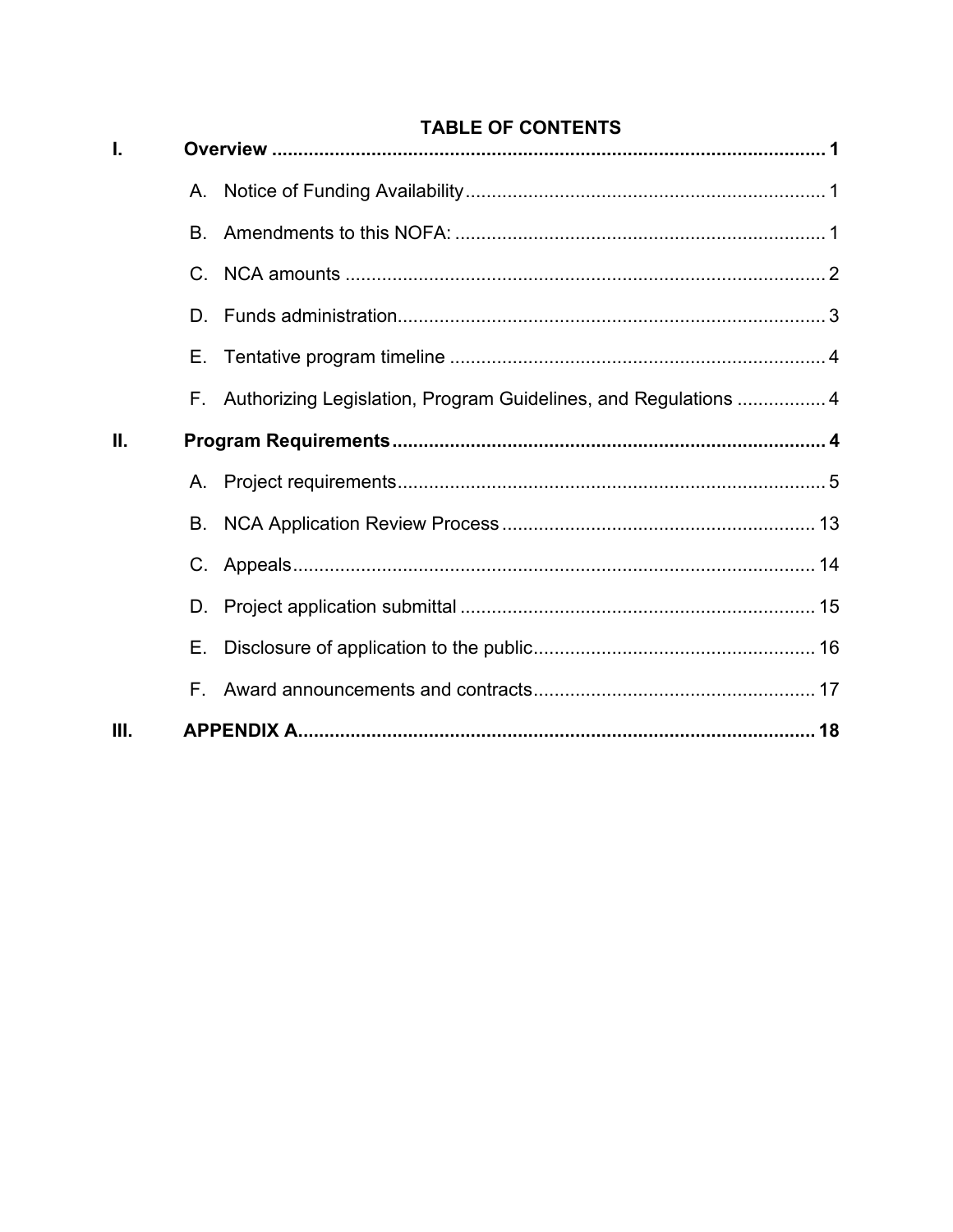## TABLE OF CONTENTS

**I. Overview ........................................................................................................ 1**

- A. Notice of Funding Availability ..................................................................... 1
- B. Amendments to this NOFA: ....................................................................... 1
- C. NCA amounts ............................................................................................ 2
- D. Funds administration.................................................................................. 3
- E. Tentative program timeline ........................................................................ 4
- F. Authorizing Legislation, Program Guidelines, and Regulations ................. 4

**II. Program Requirements .................................................................................. 4**

- A. Project requirements.................................................................................. 5
- B. NCA Application Review Process ............................................................ 13
- C. Appeals.................................................................................................... 14
- D. Project application submittal .................................................................... 15
- E. Disclosure of application to the public...................................................... 16
- F. Award announcements and contracts...................................................... 17

**III. APPENDIX A.................................................................................................. 18**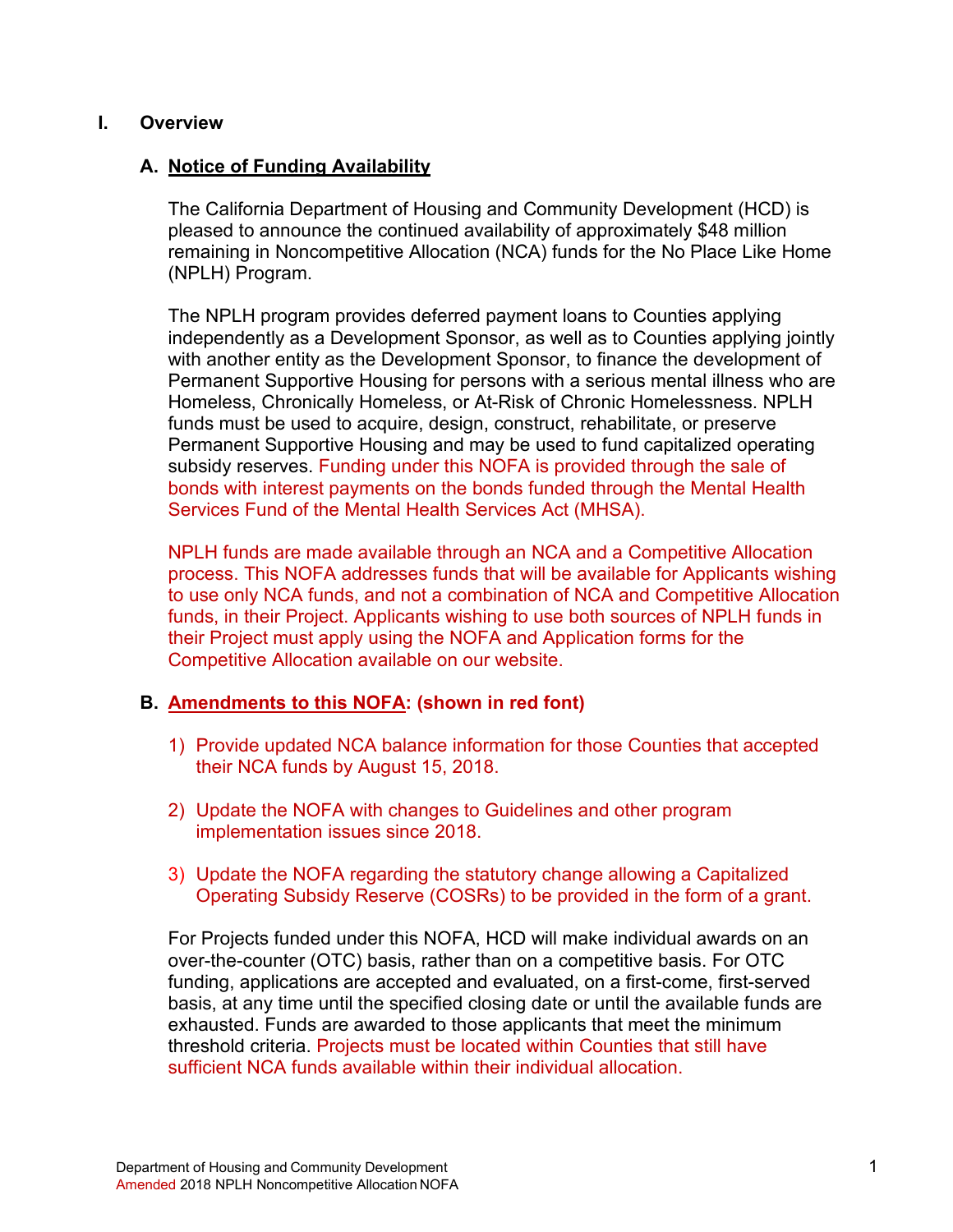# I. Overview

## A. Notice of Funding Availability

The California Department of Housing and Community Development (HCD) is pleased to announce the continued availability of approximately $48 million remaining in Noncompetitive Allocation (NCA) funds for the No Place Like Home (NPLH) Program.

The NPLH program provides deferred payment loans to Counties applying independently as a Development Sponsor, as well as to Counties applying jointly with another entity as the Development Sponsor, to finance the development of Permanent Supportive Housing for persons with a serious mental illness who are Homeless, Chronically Homeless, or At-Risk of Chronic Homelessness. NPLH funds must be used to acquire, design, construct, rehabilitate, or preserve Permanent Supportive Housing and may be used to fund capitalized operating subsidy reserves. Funding under this NOFA is provided through the sale of bonds with interest payments on the bonds funded through the Mental Health Services Fund of the Mental Health Services Act (MHSA).

NPLH funds are made available through an NCA and a Competitive Allocation process. This NOFA addresses funds that will be available for Applicants wishing to use only NCA funds, and not a combination of NCA and Competitive Allocation funds, in their Project. Applicants wishing to use both sources of NPLH funds in their Project must apply using the NOFA and Application forms for the Competitive Allocation available on our website.

## B. Amendments to this NOFA: (shown in red font)

1) Provide updated NCA balance information for those Counties that accepted their NCA funds by August 15, 2018.

2) Update the NOFA with changes to Guidelines and other program implementation issues since 2018.

3) Update the NOFA regarding the statutory change allowing a Capitalized Operating Subsidy Reserve (COSRs) to be provided in the form of a grant.

For Projects funded under this NOFA, HCD will make individual awards on an over-the-counter (OTC) basis, rather than on a competitive basis. For OTC funding, applications are accepted and evaluated, on a first-come, first-served basis, at any time until the specified closing date or until the available funds are exhausted. Funds are awarded to those applicants that meet the minimum threshold criteria. Projects must be located within Counties that still have sufficient NCA funds available within their individual allocation.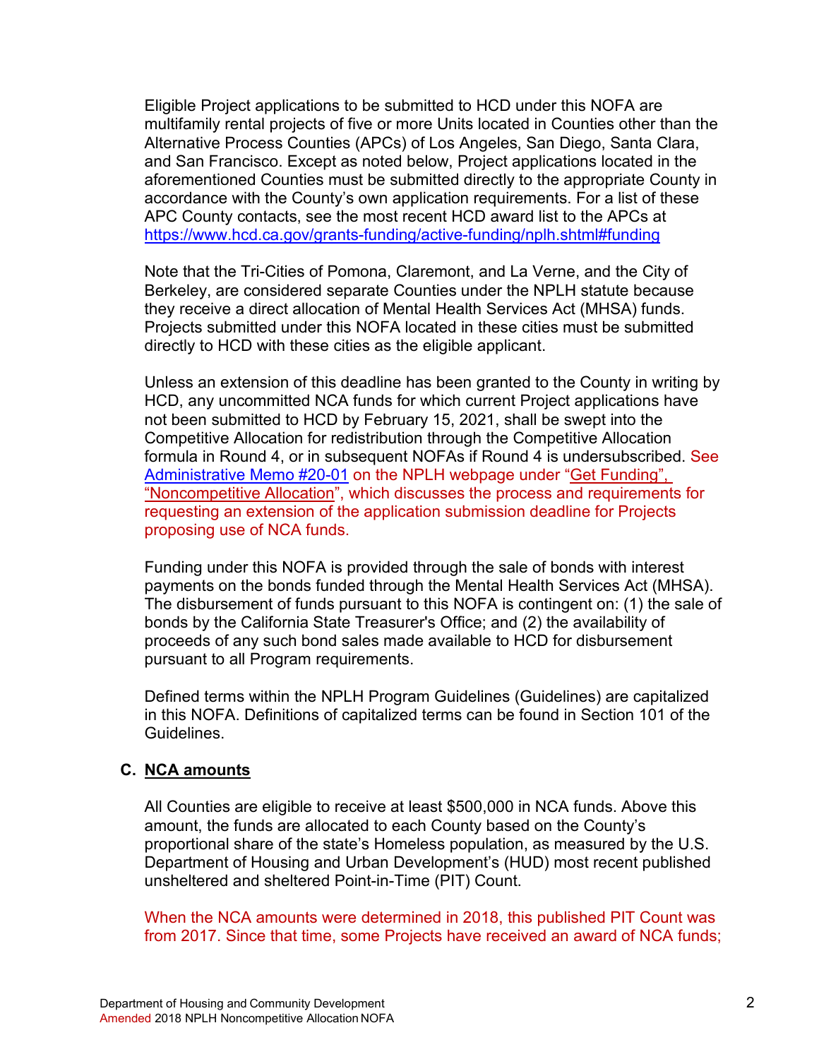Eligible Project applications to be submitted to HCD under this NOFA are multifamily rental projects of five or more Units located in Counties other than the Alternative Process Counties (APCs) of Los Angeles, San Diego, Santa Clara, and San Francisco. Except as noted below, Project applications located in the aforementioned Counties must be submitted directly to the appropriate County in accordance with the County's own application requirements. For a list of these APC County contacts, see the most recent HCD award list to the APCs at https://www.hcd.ca.gov/grants-funding/active-funding/nplh.shtml#funding

Note that the Tri-Cities of Pomona, Claremont, and La Verne, and the City of Berkeley, are considered separate Counties under the NPLH statute because they receive a direct allocation of Mental Health Services Act (MHSA) funds. Projects submitted under this NOFA located in these cities must be submitted directly to HCD with these cities as the eligible applicant.

Unless an extension of this deadline has been granted to the County in writing by HCD, any uncommitted NCA funds for which current Project applications have not been submitted to HCD by February 15, 2021, shall be swept into the Competitive Allocation for redistribution through the Competitive Allocation formula in Round 4, or in subsequent NOFAs if Round 4 is undersubscribed. See Administrative Memo #20-01 on the NPLH webpage under "Get Funding", "Noncompetitive Allocation", which discusses the process and requirements for requesting an extension of the application submission deadline for Projects proposing use of NCA funds.

Funding under this NOFA is provided through the sale of bonds with interest payments on the bonds funded through the Mental Health Services Act (MHSA). The disbursement of funds pursuant to this NOFA is contingent on: (1) the sale of bonds by the California State Treasurer's Office; and (2) the availability of proceeds of any such bond sales made available to HCD for disbursement pursuant to all Program requirements.

Defined terms within the NPLH Program Guidelines (Guidelines) are capitalized in this NOFA. Definitions of capitalized terms can be found in Section 101 of the Guidelines.

## C. NCA amounts

All Counties are eligible to receive at least $500,000 in NCA funds. Above this amount, the funds are allocated to each County based on the County's proportional share of the state's Homeless population, as measured by the U.S. Department of Housing and Urban Development's (HUD) most recent published unsheltered and sheltered Point-in-Time (PIT) Count.

When the NCA amounts were determined in 2018, this published PIT Count was from 2017. Since that time, some Projects have received an award of NCA funds;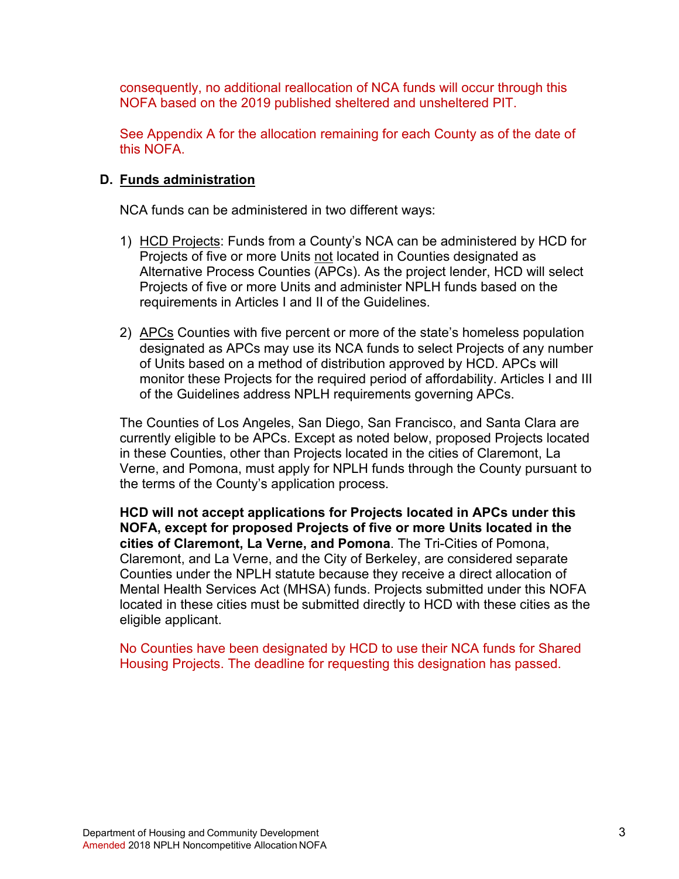consequently, no additional reallocation of NCA funds will occur through this NOFA based on the 2019 published sheltered and unsheltered PIT.

See Appendix A for the allocation remaining for each County as of the date of this NOFA.

### D. Funds administration

NCA funds can be administered in two different ways:

1) HCD Projects: Funds from a County's NCA can be administered by HCD for Projects of five or more Units not located in Counties designated as Alternative Process Counties (APCs). As the project lender, HCD will select Projects of five or more Units and administer NPLH funds based on the requirements in Articles I and II of the Guidelines.

2) APCs Counties with five percent or more of the state's homeless population designated as APCs may use its NCA funds to select Projects of any number of Units based on a method of distribution approved by HCD. APCs will monitor these Projects for the required period of affordability. Articles I and III of the Guidelines address NPLH requirements governing APCs.

The Counties of Los Angeles, San Diego, San Francisco, and Santa Clara are currently eligible to be APCs. Except as noted below, proposed Projects located in these Counties, other than Projects located in the cities of Claremont, La Verne, and Pomona, must apply for NPLH funds through the County pursuant to the terms of the County's application process.

**HCD will not accept applications for Projects located in APCs under this NOFA, except for proposed Projects of five or more Units located in the cities of Claremont, La Verne, and Pomona**. The Tri-Cities of Pomona, Claremont, and La Verne, and the City of Berkeley, are considered separate Counties under the NPLH statute because they receive a direct allocation of Mental Health Services Act (MHSA) funds. Projects submitted under this NOFA located in these cities must be submitted directly to HCD with these cities as the eligible applicant.

No Counties have been designated by HCD to use their NCA funds for Shared Housing Projects. The deadline for requesting this designation has passed.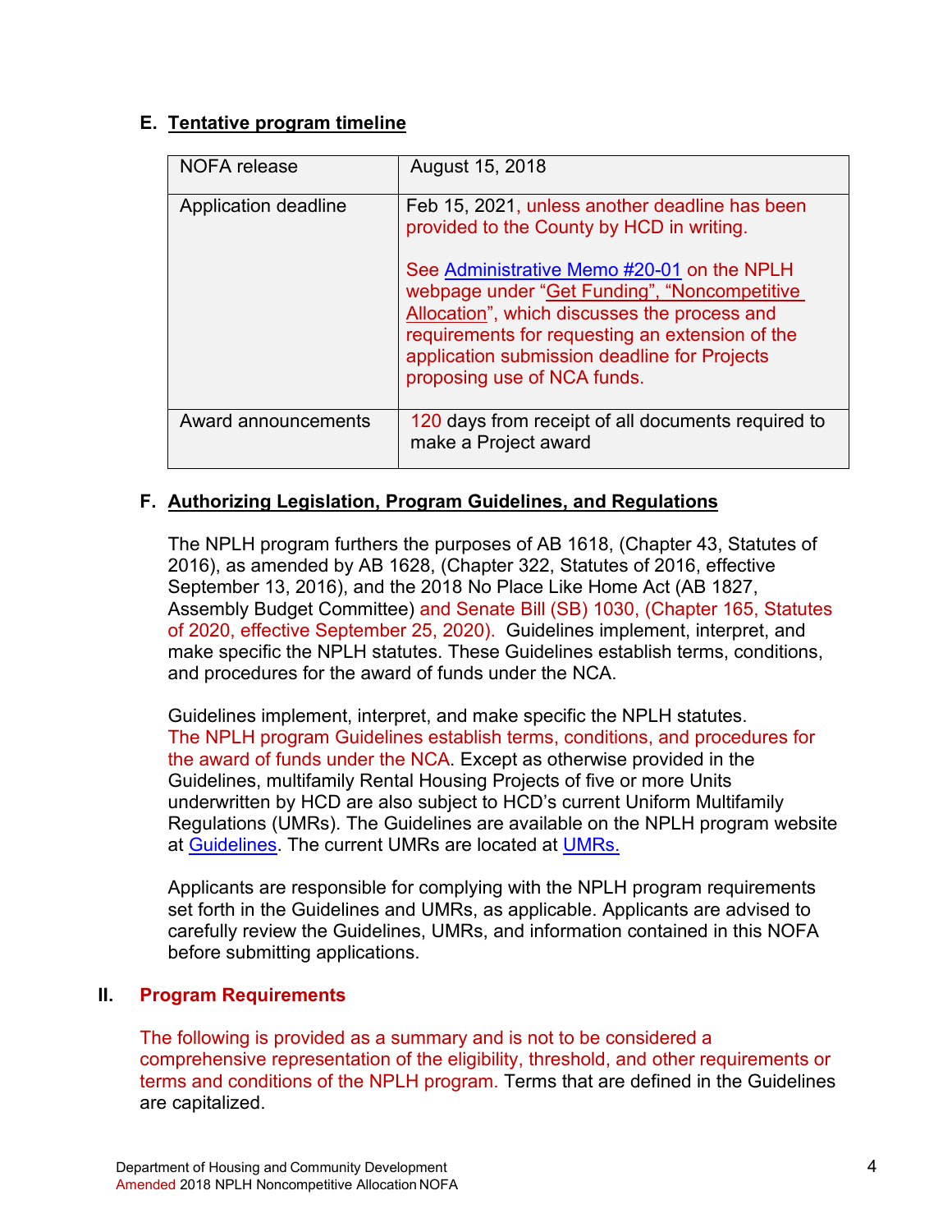### E. Tentative program timeline

| NOFA release | August 15, 2018 |
|---|---|
| Application deadline | Feb 15, 2021, unless another deadline has been provided to the County by HCD in writing.<br><br>See Administrative Memo #20-01 on the NPLH webpage under "Get Funding", "Noncompetitive Allocation", which discusses the process and requirements for requesting an extension of the application submission deadline for Projects proposing use of NCA funds. |
| Award announcements | 120 days from receipt of all documents required to make a Project award |

### F. Authorizing Legislation, Program Guidelines, and Regulations

The NPLH program furthers the purposes of AB 1618, (Chapter 43, Statutes of 2016), as amended by AB 1628, (Chapter 322, Statutes of 2016, effective September 13, 2016), and the 2018 No Place Like Home Act (AB 1827, Assembly Budget Committee) and Senate Bill (SB) 1030, (Chapter 165, Statutes of 2020, effective September 25, 2020). Guidelines implement, interpret, and make specific the NPLH statutes. These Guidelines establish terms, conditions, and procedures for the award of funds under the NCA.

Guidelines implement, interpret, and make specific the NPLH statutes. The NPLH program Guidelines establish terms, conditions, and procedures for the award of funds under the NCA. Except as otherwise provided in the Guidelines, multifamily Rental Housing Projects of five or more Units underwritten by HCD are also subject to HCD's current Uniform Multifamily Regulations (UMRs). The Guidelines are available on the NPLH program website at Guidelines. The current UMRs are located at UMRs.

Applicants are responsible for complying with the NPLH program requirements set forth in the Guidelines and UMRs, as applicable. Applicants are advised to carefully review the Guidelines, UMRs, and information contained in this NOFA before submitting applications.

## II. Program Requirements

The following is provided as a summary and is not to be considered a comprehensive representation of the eligibility, threshold, and other requirements or terms and conditions of the NPLH program. Terms that are defined in the Guidelines are capitalized.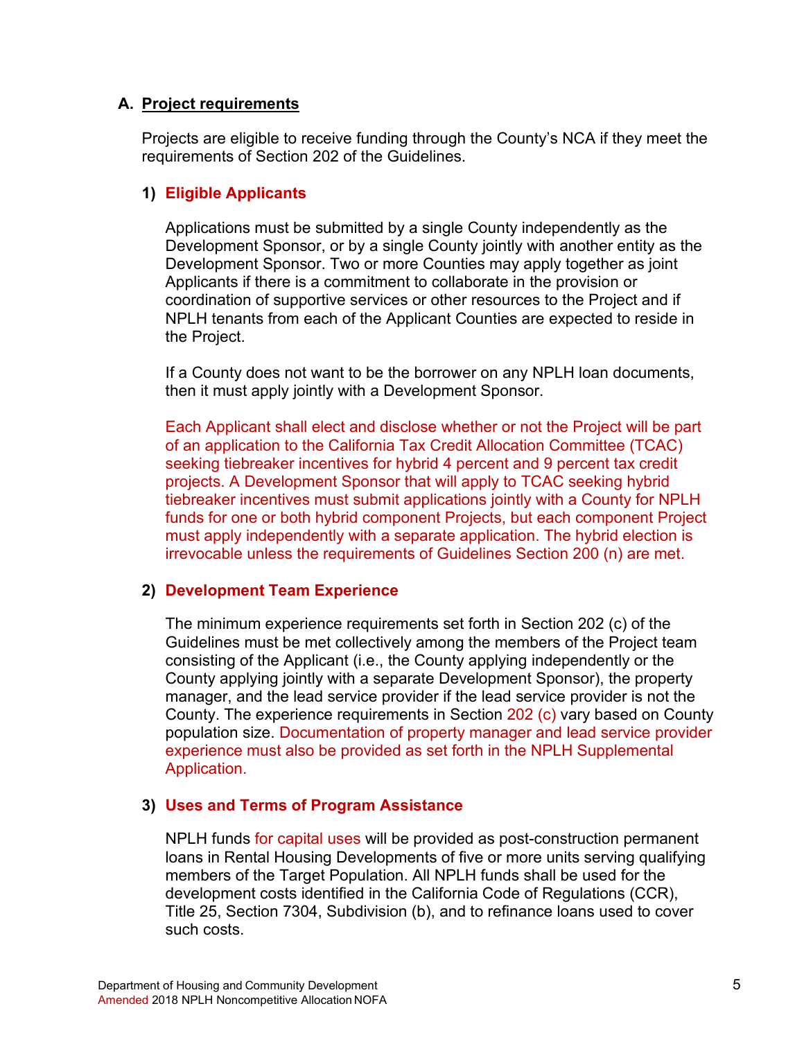## A. Project requirements

Projects are eligible to receive funding through the County's NCA if they meet the requirements of Section 202 of the Guidelines.

### 1) Eligible Applicants

Applications must be submitted by a single County independently as the Development Sponsor, or by a single County jointly with another entity as the Development Sponsor. Two or more Counties may apply together as joint Applicants if there is a commitment to collaborate in the provision or coordination of supportive services or other resources to the Project and if NPLH tenants from each of the Applicant Counties are expected to reside in the Project.

If a County does not want to be the borrower on any NPLH loan documents, then it must apply jointly with a Development Sponsor.

Each Applicant shall elect and disclose whether or not the Project will be part of an application to the California Tax Credit Allocation Committee (TCAC) seeking tiebreaker incentives for hybrid 4 percent and 9 percent tax credit projects. A Development Sponsor that will apply to TCAC seeking hybrid tiebreaker incentives must submit applications jointly with a County for NPLH funds for one or both hybrid component Projects, but each component Project must apply independently with a separate application. The hybrid election is irrevocable unless the requirements of Guidelines Section 200 (n) are met.

### 2) Development Team Experience

The minimum experience requirements set forth in Section 202 (c) of the Guidelines must be met collectively among the members of the Project team consisting of the Applicant (i.e., the County applying independently or the County applying jointly with a separate Development Sponsor), the property manager, and the lead service provider if the lead service provider is not the County. The experience requirements in Section 202 (c) vary based on County population size. Documentation of property manager and lead service provider experience must also be provided as set forth in the NPLH Supplemental Application.

### 3) Uses and Terms of Program Assistance

NPLH funds for capital uses will be provided as post-construction permanent loans in Rental Housing Developments of five or more units serving qualifying members of the Target Population. All NPLH funds shall be used for the development costs identified in the California Code of Regulations (CCR), Title 25, Section 7304, Subdivision (b), and to refinance loans used to cover such costs.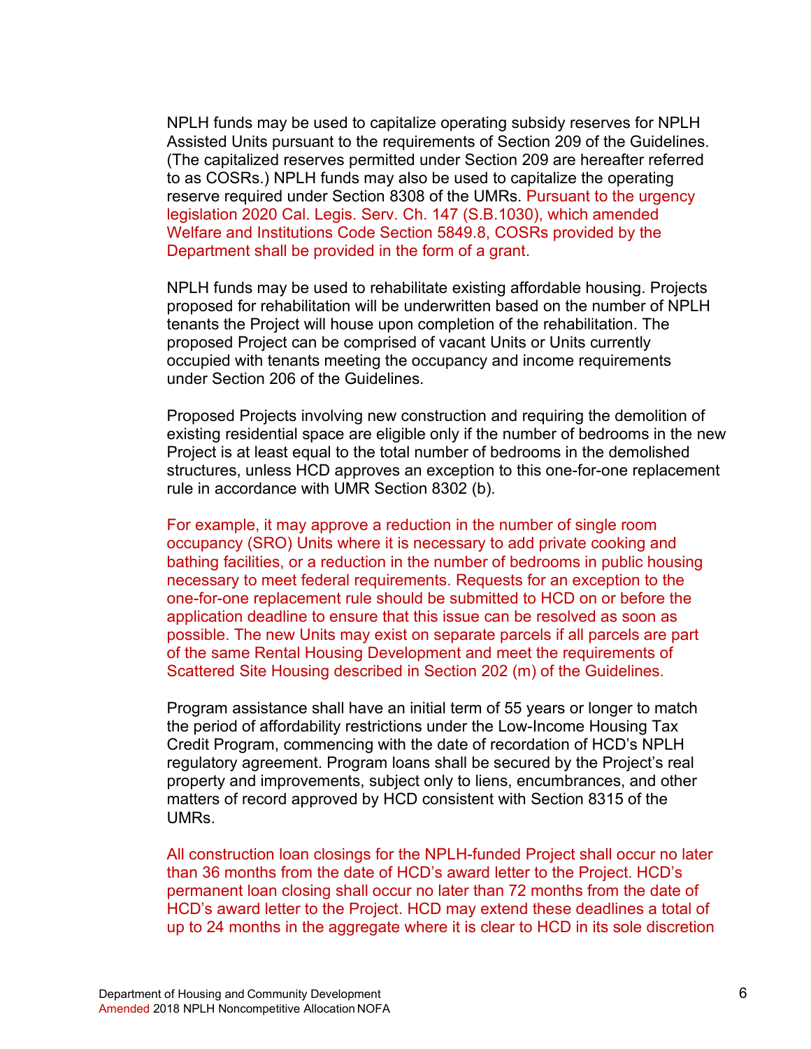NPLH funds may be used to capitalize operating subsidy reserves for NPLH Assisted Units pursuant to the requirements of Section 209 of the Guidelines. (The capitalized reserves permitted under Section 209 are hereafter referred to as COSRs.) NPLH funds may also be used to capitalize the operating reserve required under Section 8308 of the UMRs. Pursuant to the urgency legislation 2020 Cal. Legis. Serv. Ch. 147 (S.B.1030), which amended Welfare and Institutions Code Section 5849.8, COSRs provided by the Department shall be provided in the form of a grant.

NPLH funds may be used to rehabilitate existing affordable housing. Projects proposed for rehabilitation will be underwritten based on the number of NPLH tenants the Project will house upon completion of the rehabilitation. The proposed Project can be comprised of vacant Units or Units currently occupied with tenants meeting the occupancy and income requirements under Section 206 of the Guidelines.

Proposed Projects involving new construction and requiring the demolition of existing residential space are eligible only if the number of bedrooms in the new Project is at least equal to the total number of bedrooms in the demolished structures, unless HCD approves an exception to this one-for-one replacement rule in accordance with UMR Section 8302 (b).

For example, it may approve a reduction in the number of single room occupancy (SRO) Units where it is necessary to add private cooking and bathing facilities, or a reduction in the number of bedrooms in public housing necessary to meet federal requirements. Requests for an exception to the one-for-one replacement rule should be submitted to HCD on or before the application deadline to ensure that this issue can be resolved as soon as possible. The new Units may exist on separate parcels if all parcels are part of the same Rental Housing Development and meet the requirements of Scattered Site Housing described in Section 202 (m) of the Guidelines.

Program assistance shall have an initial term of 55 years or longer to match the period of affordability restrictions under the Low-Income Housing Tax Credit Program, commencing with the date of recordation of HCD's NPLH regulatory agreement. Program loans shall be secured by the Project's real property and improvements, subject only to liens, encumbrances, and other matters of record approved by HCD consistent with Section 8315 of the UMRs.

All construction loan closings for the NPLH-funded Project shall occur no later than 36 months from the date of HCD's award letter to the Project. HCD's permanent loan closing shall occur no later than 72 months from the date of HCD's award letter to the Project. HCD may extend these deadlines a total of up to 24 months in the aggregate where it is clear to HCD in its sole discretion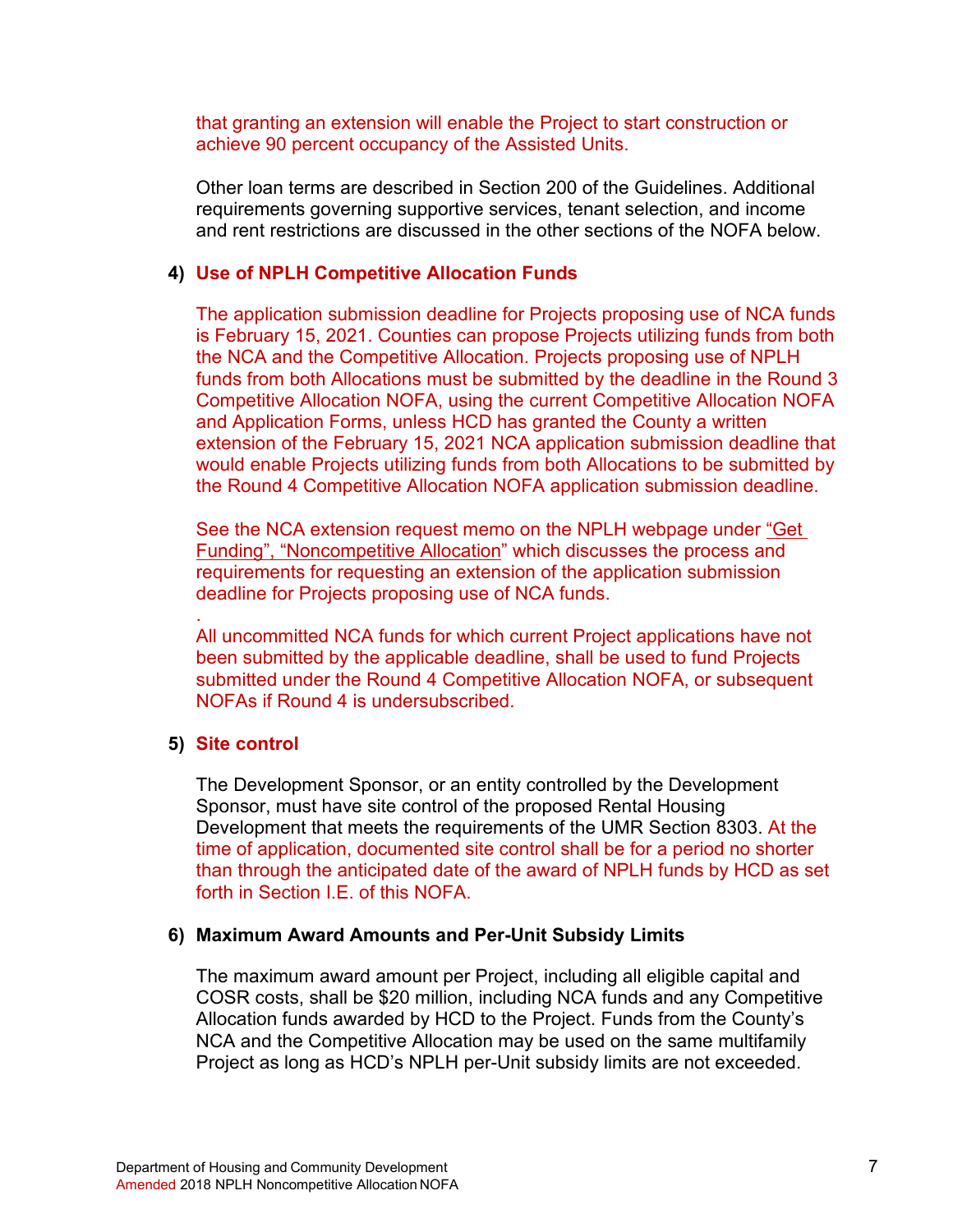that granting an extension will enable the Project to start construction or achieve 90 percent occupancy of the Assisted Units.

Other loan terms are described in Section 200 of the Guidelines. Additional requirements governing supportive services, tenant selection, and income and rent restrictions are discussed in the other sections of the NOFA below.

**4) Use of NPLH Competitive Allocation Funds**

The application submission deadline for Projects proposing use of NCA funds is February 15, 2021. Counties can propose Projects utilizing funds from both the NCA and the Competitive Allocation. Projects proposing use of NPLH funds from both Allocations must be submitted by the deadline in the Round 3 Competitive Allocation NOFA, using the current Competitive Allocation NOFA and Application Forms, unless HCD has granted the County a written extension of the February 15, 2021 NCA application submission deadline that would enable Projects utilizing funds from both Allocations to be submitted by the Round 4 Competitive Allocation NOFA application submission deadline.

See the NCA extension request memo on the NPLH webpage under "Get Funding", "Noncompetitive Allocation" which discusses the process and requirements for requesting an extension of the application submission deadline for Projects proposing use of NCA funds.

.
All uncommitted NCA funds for which current Project applications have not been submitted by the applicable deadline, shall be used to fund Projects submitted under the Round 4 Competitive Allocation NOFA, or subsequent NOFAs if Round 4 is undersubscribed.

**5) Site control**

The Development Sponsor, or an entity controlled by the Development Sponsor, must have site control of the proposed Rental Housing Development that meets the requirements of the UMR Section 8303. At the time of application, documented site control shall be for a period no shorter than through the anticipated date of the award of NPLH funds by HCD as set forth in Section I.E. of this NOFA.

**6) Maximum Award Amounts and Per-Unit Subsidy Limits**

The maximum award amount per Project, including all eligible capital and COSR costs, shall be $20 million, including NCA funds and any Competitive Allocation funds awarded by HCD to the Project. Funds from the County's NCA and the Competitive Allocation may be used on the same multifamily Project as long as HCD's NPLH per-Unit subsidy limits are not exceeded.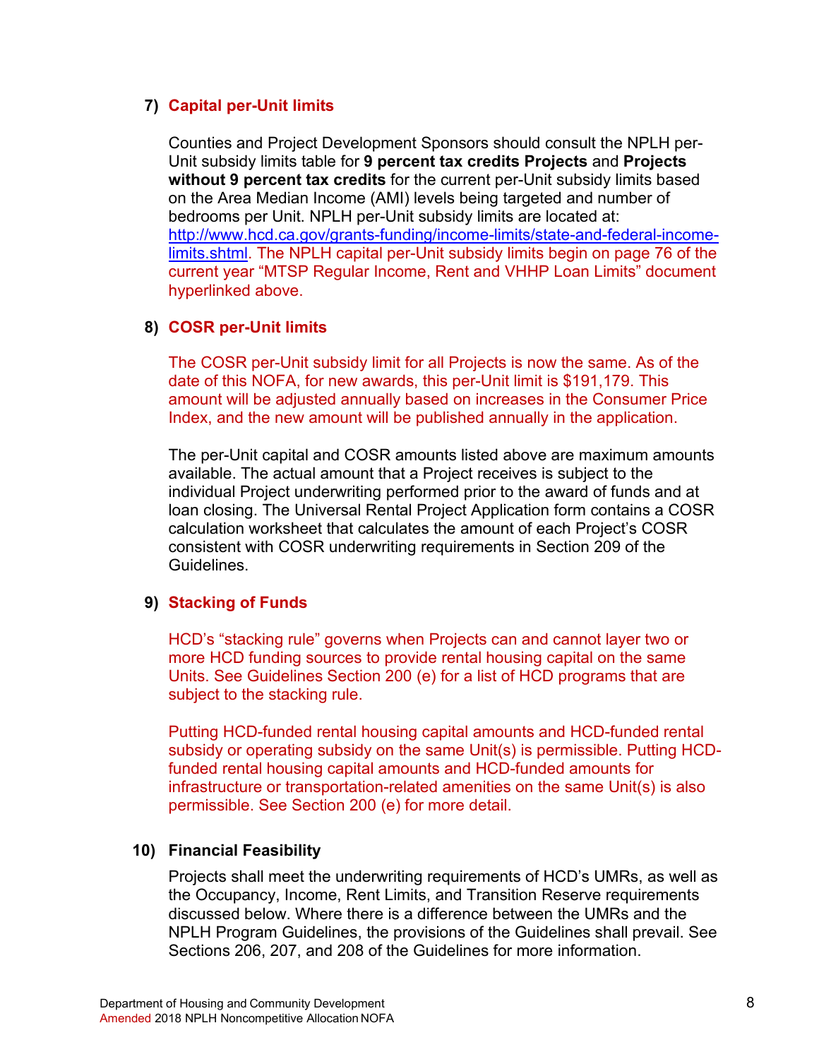7) **Capital per-Unit limits**

Counties and Project Development Sponsors should consult the NPLH per-Unit subsidy limits table for **9 percent tax credits Projects** and **Projects without 9 percent tax credits** for the current per-Unit subsidy limits based on the Area Median Income (AMI) levels being targeted and number of bedrooms per Unit. NPLH per-Unit subsidy limits are located at: [http://www.hcd.ca.gov/grants-funding/income-limits/state-and-federal-income-limits.shtml](http://www.hcd.ca.gov/grants-funding/income-limits/state-and-federal-income-limits.shtml). The NPLH capital per-Unit subsidy limits begin on page 76 of the current year "MTSP Regular Income, Rent and VHHP Loan Limits" document hyperlinked above.

8) **COSR per-Unit limits**

The COSR per-Unit subsidy limit for all Projects is now the same. As of the date of this NOFA, for new awards, this per-Unit limit is $191,179. This amount will be adjusted annually based on increases in the Consumer Price Index, and the new amount will be published annually in the application.

The per-Unit capital and COSR amounts listed above are maximum amounts available. The actual amount that a Project receives is subject to the individual Project underwriting performed prior to the award of funds and at loan closing. The Universal Rental Project Application form contains a COSR calculation worksheet that calculates the amount of each Project's COSR consistent with COSR underwriting requirements in Section 209 of the Guidelines.

9) **Stacking of Funds**

HCD's "stacking rule" governs when Projects can and cannot layer two or more HCD funding sources to provide rental housing capital on the same Units. See Guidelines Section 200 (e) for a list of HCD programs that are subject to the stacking rule.

Putting HCD-funded rental housing capital amounts and HCD-funded rental subsidy or operating subsidy on the same Unit(s) is permissible. Putting HCD-funded rental housing capital amounts and HCD-funded amounts for infrastructure or transportation-related amenities on the same Unit(s) is also permissible. See Section 200 (e) for more detail.

10) **Financial Feasibility**

Projects shall meet the underwriting requirements of HCD's UMRs, as well as the Occupancy, Income, Rent Limits, and Transition Reserve requirements discussed below. Where there is a difference between the UMRs and the NPLH Program Guidelines, the provisions of the Guidelines shall prevail. See Sections 206, 207, and 208 of the Guidelines for more information.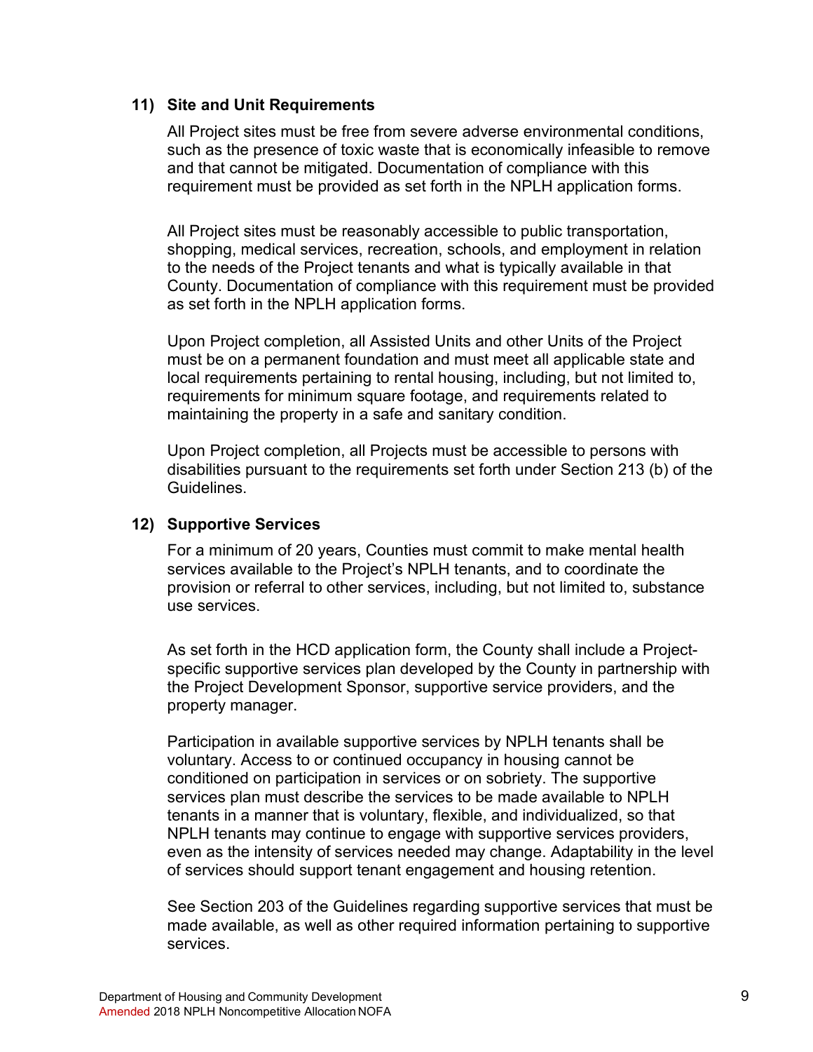### 11) Site and Unit Requirements

All Project sites must be free from severe adverse environmental conditions, such as the presence of toxic waste that is economically infeasible to remove and that cannot be mitigated. Documentation of compliance with this requirement must be provided as set forth in the NPLH application forms.

All Project sites must be reasonably accessible to public transportation, shopping, medical services, recreation, schools, and employment in relation to the needs of the Project tenants and what is typically available in that County. Documentation of compliance with this requirement must be provided as set forth in the NPLH application forms.

Upon Project completion, all Assisted Units and other Units of the Project must be on a permanent foundation and must meet all applicable state and local requirements pertaining to rental housing, including, but not limited to, requirements for minimum square footage, and requirements related to maintaining the property in a safe and sanitary condition.

Upon Project completion, all Projects must be accessible to persons with disabilities pursuant to the requirements set forth under Section 213 (b) of the Guidelines.

### 12) Supportive Services

For a minimum of 20 years, Counties must commit to make mental health services available to the Project's NPLH tenants, and to coordinate the provision or referral to other services, including, but not limited to, substance use services.

As set forth in the HCD application form, the County shall include a Project-specific supportive services plan developed by the County in partnership with the Project Development Sponsor, supportive service providers, and the property manager.

Participation in available supportive services by NPLH tenants shall be voluntary. Access to or continued occupancy in housing cannot be conditioned on participation in services or on sobriety. The supportive services plan must describe the services to be made available to NPLH tenants in a manner that is voluntary, flexible, and individualized, so that NPLH tenants may continue to engage with supportive services providers, even as the intensity of services needed may change. Adaptability in the level of services should support tenant engagement and housing retention.

See Section 203 of the Guidelines regarding supportive services that must be made available, as well as other required information pertaining to supportive services.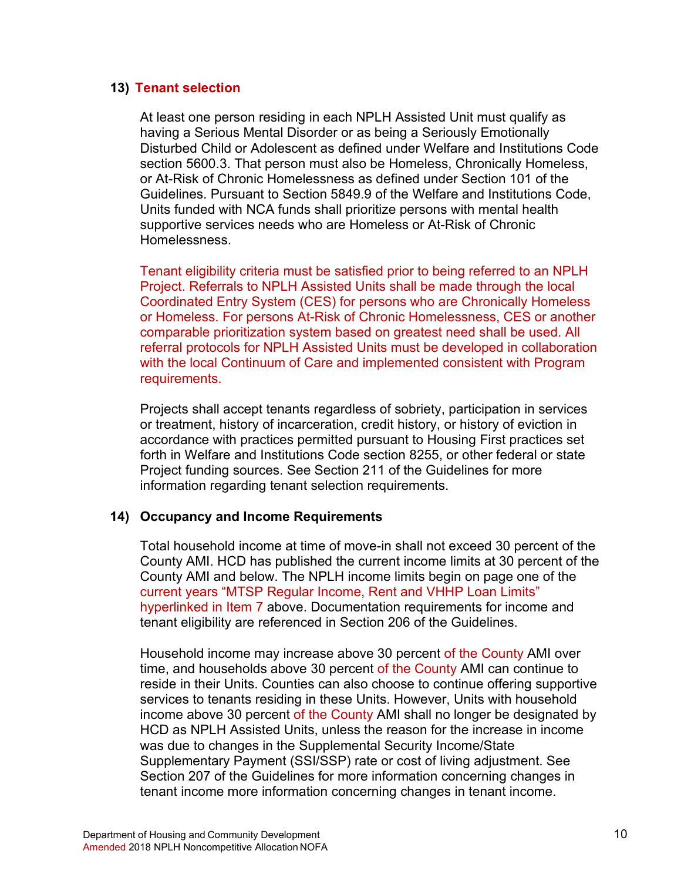### 13) Tenant selection

At least one person residing in each NPLH Assisted Unit must qualify as having a Serious Mental Disorder or as being a Seriously Emotionally Disturbed Child or Adolescent as defined under Welfare and Institutions Code section 5600.3. That person must also be Homeless, Chronically Homeless, or At-Risk of Chronic Homelessness as defined under Section 101 of the Guidelines. Pursuant to Section 5849.9 of the Welfare and Institutions Code, Units funded with NCA funds shall prioritize persons with mental health supportive services needs who are Homeless or At-Risk of Chronic Homelessness.

Tenant eligibility criteria must be satisfied prior to being referred to an NPLH Project. Referrals to NPLH Assisted Units shall be made through the local Coordinated Entry System (CES) for persons who are Chronically Homeless or Homeless. For persons At-Risk of Chronic Homelessness, CES or another comparable prioritization system based on greatest need shall be used. All referral protocols for NPLH Assisted Units must be developed in collaboration with the local Continuum of Care and implemented consistent with Program requirements.

Projects shall accept tenants regardless of sobriety, participation in services or treatment, history of incarceration, credit history, or history of eviction in accordance with practices permitted pursuant to Housing First practices set forth in Welfare and Institutions Code section 8255, or other federal or state Project funding sources. See Section 211 of the Guidelines for more information regarding tenant selection requirements.

### 14) Occupancy and Income Requirements

Total household income at time of move-in shall not exceed 30 percent of the County AMI. HCD has published the current income limits at 30 percent of the County AMI and below. The NPLH income limits begin on page one of the current years "MTSP Regular Income, Rent and VHHP Loan Limits" hyperlinked in Item 7 above. Documentation requirements for income and tenant eligibility are referenced in Section 206 of the Guidelines.

Household income may increase above 30 percent of the County AMI over time, and households above 30 percent of the County AMI can continue to reside in their Units. Counties can also choose to continue offering supportive services to tenants residing in these Units. However, Units with household income above 30 percent of the County AMI shall no longer be designated by HCD as NPLH Assisted Units, unless the reason for the increase in income was due to changes in the Supplemental Security Income/State Supplementary Payment (SSI/SSP) rate or cost of living adjustment. See Section 207 of the Guidelines for more information concerning changes in tenant income more information concerning changes in tenant income.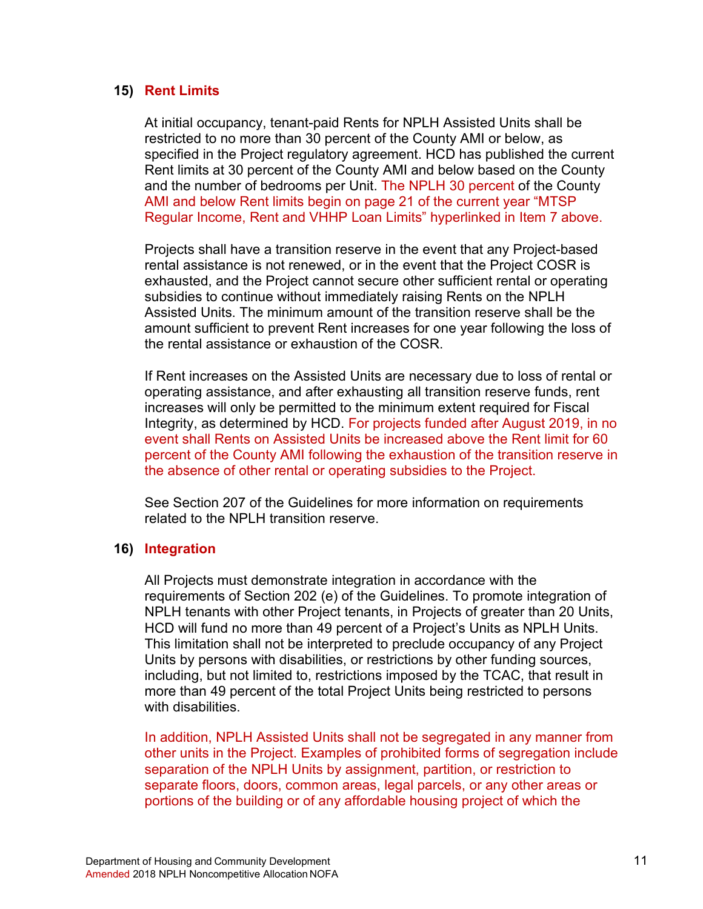### 15) Rent Limits

At initial occupancy, tenant-paid Rents for NPLH Assisted Units shall be restricted to no more than 30 percent of the County AMI or below, as specified in the Project regulatory agreement. HCD has published the current Rent limits at 30 percent of the County AMI and below based on the County and the number of bedrooms per Unit. The NPLH 30 percent of the County AMI and below Rent limits begin on page 21 of the current year "MTSP Regular Income, Rent and VHHP Loan Limits" hyperlinked in Item 7 above.

Projects shall have a transition reserve in the event that any Project-based rental assistance is not renewed, or in the event that the Project COSR is exhausted, and the Project cannot secure other sufficient rental or operating subsidies to continue without immediately raising Rents on the NPLH Assisted Units. The minimum amount of the transition reserve shall be the amount sufficient to prevent Rent increases for one year following the loss of the rental assistance or exhaustion of the COSR.

If Rent increases on the Assisted Units are necessary due to loss of rental or operating assistance, and after exhausting all transition reserve funds, rent increases will only be permitted to the minimum extent required for Fiscal Integrity, as determined by HCD. For projects funded after August 2019, in no event shall Rents on Assisted Units be increased above the Rent limit for 60 percent of the County AMI following the exhaustion of the transition reserve in the absence of other rental or operating subsidies to the Project.

See Section 207 of the Guidelines for more information on requirements related to the NPLH transition reserve.

### 16) Integration

All Projects must demonstrate integration in accordance with the requirements of Section 202 (e) of the Guidelines. To promote integration of NPLH tenants with other Project tenants, in Projects of greater than 20 Units, HCD will fund no more than 49 percent of a Project's Units as NPLH Units. This limitation shall not be interpreted to preclude occupancy of any Project Units by persons with disabilities, or restrictions by other funding sources, including, but not limited to, restrictions imposed by the TCAC, that result in more than 49 percent of the total Project Units being restricted to persons with disabilities.

In addition, NPLH Assisted Units shall not be segregated in any manner from other units in the Project. Examples of prohibited forms of segregation include separation of the NPLH Units by assignment, partition, or restriction to separate floors, doors, common areas, legal parcels, or any other areas or portions of the building or of any affordable housing project of which the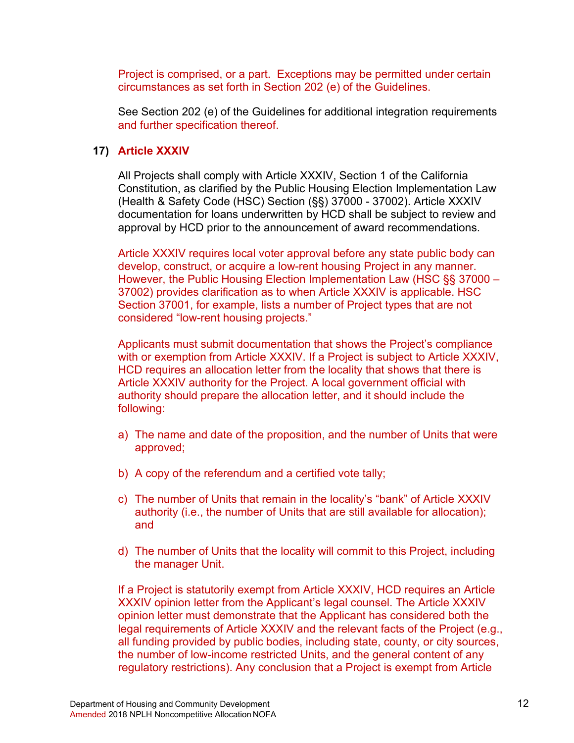Project is comprised, or a part. Exceptions may be permitted under certain circumstances as set forth in Section 202 (e) of the Guidelines.

See Section 202 (e) of the Guidelines for additional integration requirements and further specification thereof.

### 17) Article XXXIV

All Projects shall comply with Article XXXIV, Section 1 of the California Constitution, as clarified by the Public Housing Election Implementation Law (Health & Safety Code (HSC) Section (§§) 37000 - 37002). Article XXXIV documentation for loans underwritten by HCD shall be subject to review and approval by HCD prior to the announcement of award recommendations.

Article XXXIV requires local voter approval before any state public body can develop, construct, or acquire a low-rent housing Project in any manner. However, the Public Housing Election Implementation Law (HSC §§ 37000 – 37002) provides clarification as to when Article XXXIV is applicable. HSC Section 37001, for example, lists a number of Project types that are not considered “low-rent housing projects.”

Applicants must submit documentation that shows the Project’s compliance with or exemption from Article XXXIV. If a Project is subject to Article XXXIV, HCD requires an allocation letter from the locality that shows that there is Article XXXIV authority for the Project. A local government official with authority should prepare the allocation letter, and it should include the following:

a) The name and date of the proposition, and the number of Units that were approved;

b) A copy of the referendum and a certified vote tally;

c) The number of Units that remain in the locality’s “bank” of Article XXXIV authority (i.e., the number of Units that are still available for allocation); and

d) The number of Units that the locality will commit to this Project, including the manager Unit.

If a Project is statutorily exempt from Article XXXIV, HCD requires an Article XXXIV opinion letter from the Applicant’s legal counsel. The Article XXXIV opinion letter must demonstrate that the Applicant has considered both the legal requirements of Article XXXIV and the relevant facts of the Project (e.g., all funding provided by public bodies, including state, county, or city sources, the number of low-income restricted Units, and the general content of any regulatory restrictions). Any conclusion that a Project is exempt from Article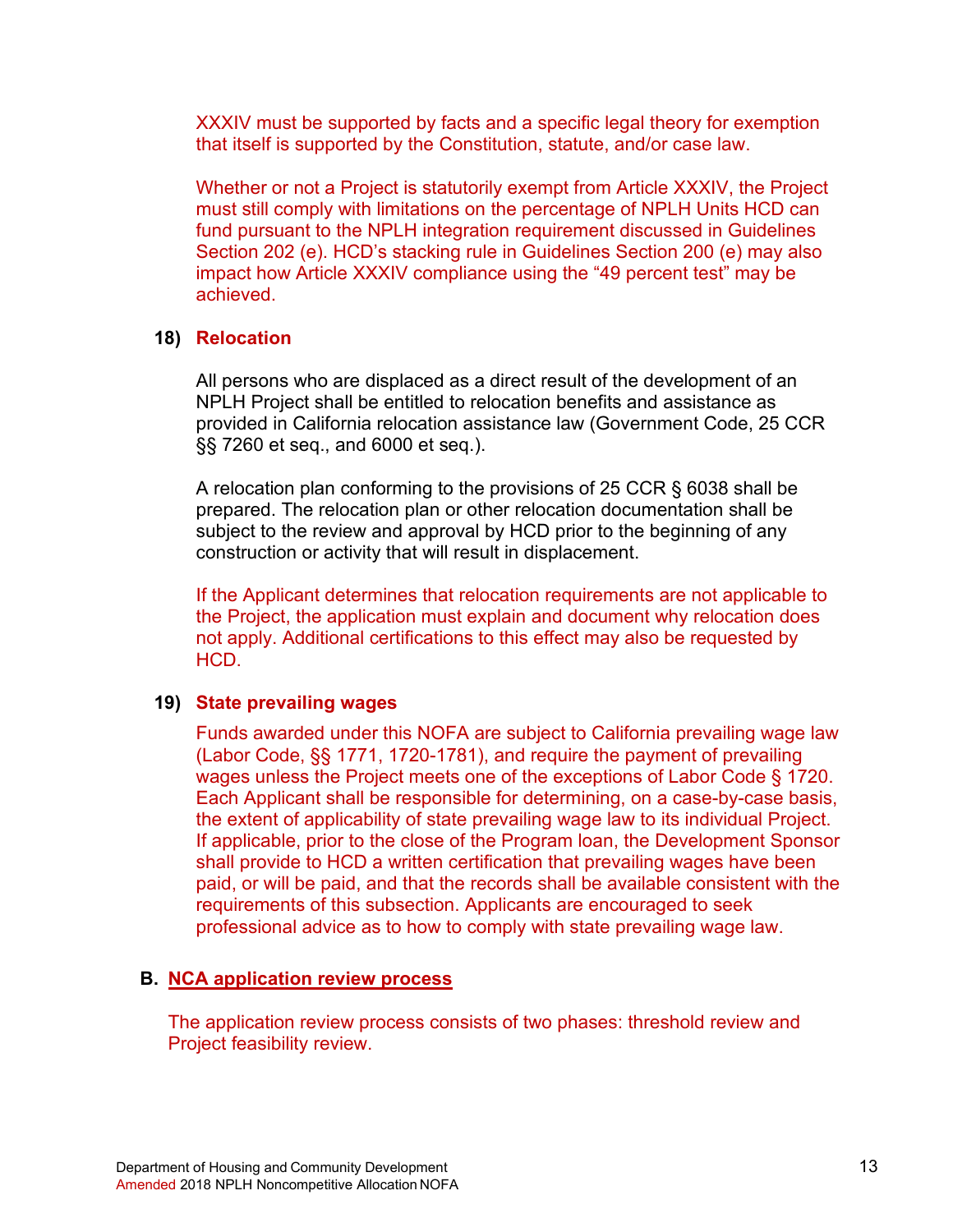XXXIV must be supported by facts and a specific legal theory for exemption that itself is supported by the Constitution, statute, and/or case law.

Whether or not a Project is statutorily exempt from Article XXXIV, the Project must still comply with limitations on the percentage of NPLH Units HCD can fund pursuant to the NPLH integration requirement discussed in Guidelines Section 202 (e). HCD's stacking rule in Guidelines Section 200 (e) may also impact how Article XXXIV compliance using the "49 percent test" may be achieved.

**18) Relocation**

All persons who are displaced as a direct result of the development of an NPLH Project shall be entitled to relocation benefits and assistance as provided in California relocation assistance law (Government Code, 25 CCR §§ 7260 et seq., and 6000 et seq.).

A relocation plan conforming to the provisions of 25 CCR § 6038 shall be prepared. The relocation plan or other relocation documentation shall be subject to the review and approval by HCD prior to the beginning of any construction or activity that will result in displacement.

If the Applicant determines that relocation requirements are not applicable to the Project, the application must explain and document why relocation does not apply. Additional certifications to this effect may also be requested by HCD.

**19) State prevailing wages**

Funds awarded under this NOFA are subject to California prevailing wage law (Labor Code, §§ 1771, 1720-1781), and require the payment of prevailing wages unless the Project meets one of the exceptions of Labor Code § 1720. Each Applicant shall be responsible for determining, on a case-by-case basis, the extent of applicability of state prevailing wage law to its individual Project. If applicable, prior to the close of the Program loan, the Development Sponsor shall provide to HCD a written certification that prevailing wages have been paid, or will be paid, and that the records shall be available consistent with the requirements of this subsection. Applicants are encouraged to seek professional advice as to how to comply with state prevailing wage law.

## B. NCA application review process

The application review process consists of two phases: threshold review and Project feasibility review.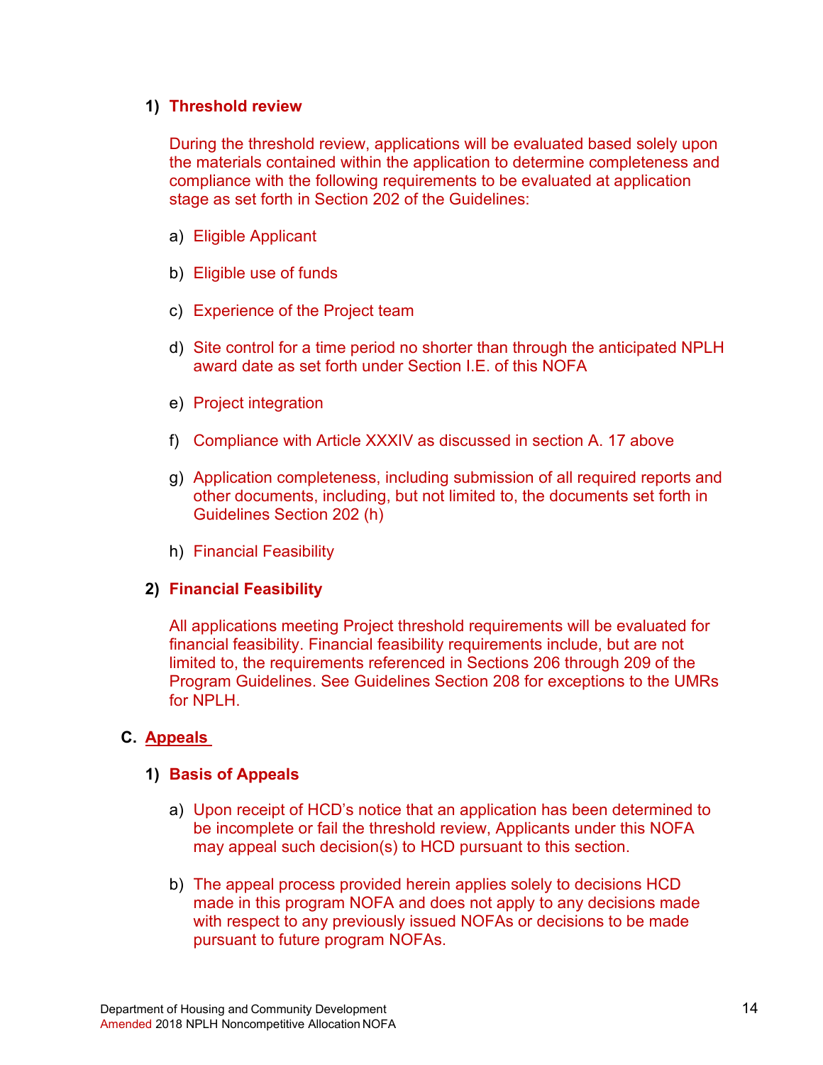#### 1) Threshold review

During the threshold review, applications will be evaluated based solely upon the materials contained within the application to determine completeness and compliance with the following requirements to be evaluated at application stage as set forth in Section 202 of the Guidelines:

a) Eligible Applicant

b) Eligible use of funds

c) Experience of the Project team

d) Site control for a time period no shorter than through the anticipated NPLH award date as set forth under Section I.E. of this NOFA

e) Project integration

f) Compliance with Article XXXIV as discussed in section A. 17 above

g) Application completeness, including submission of all required reports and other documents, including, but not limited to, the documents set forth in Guidelines Section 202 (h)

h) Financial Feasibility

#### 2) Financial Feasibility

All applications meeting Project threshold requirements will be evaluated for financial feasibility. Financial feasibility requirements include, but are not limited to, the requirements referenced in Sections 206 through 209 of the Program Guidelines. See Guidelines Section 208 for exceptions to the UMRs for NPLH.

### C. Appeals

#### 1) Basis of Appeals

a) Upon receipt of HCD's notice that an application has been determined to be incomplete or fail the threshold review, Applicants under this NOFA may appeal such decision(s) to HCD pursuant to this section.

b) The appeal process provided herein applies solely to decisions HCD made in this program NOFA and does not apply to any decisions made with respect to any previously issued NOFAs or decisions to be made pursuant to future program NOFAs.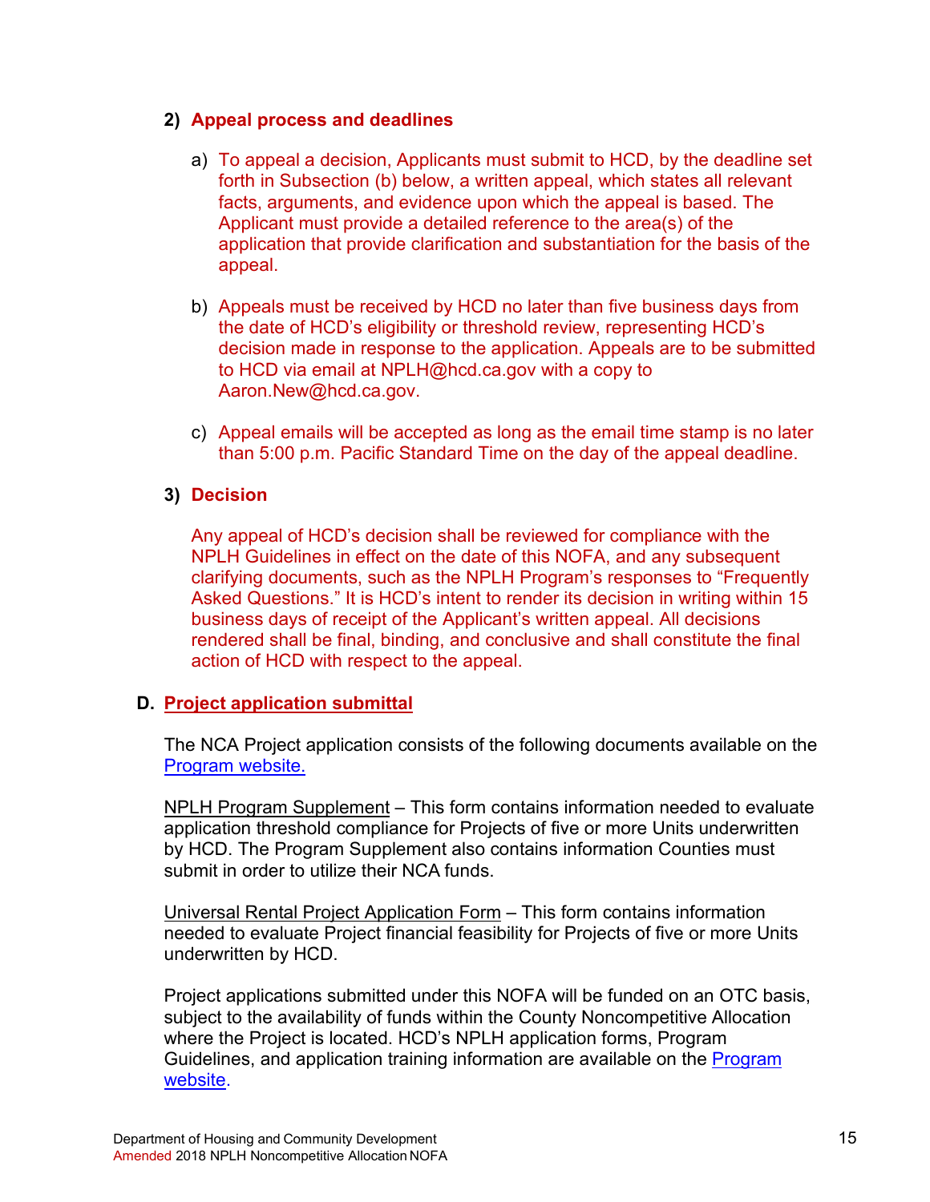2) **Appeal process and deadlines**

   a) To appeal a decision, Applicants must submit to HCD, by the deadline set forth in Subsection (b) below, a written appeal, which states all relevant facts, arguments, and evidence upon which the appeal is based. The Applicant must provide a detailed reference to the area(s) of the application that provide clarification and substantiation for the basis of the appeal.

   b) Appeals must be received by HCD no later than five business days from the date of HCD's eligibility or threshold review, representing HCD's decision made in response to the application. Appeals are to be submitted to HCD via email at NPLH@hcd.ca.gov with a copy to Aaron.New@hcd.ca.gov.

   c) Appeal emails will be accepted as long as the email time stamp is no later than 5:00 p.m. Pacific Standard Time on the day of the appeal deadline.

3) **Decision**

   Any appeal of HCD's decision shall be reviewed for compliance with the NPLH Guidelines in effect on the date of this NOFA, and any subsequent clarifying documents, such as the NPLH Program's responses to "Frequently Asked Questions." It is HCD's intent to render its decision in writing within 15 business days of receipt of the Applicant's written appeal. All decisions rendered shall be final, binding, and conclusive and shall constitute the final action of HCD with respect to the appeal.

### D. Project application submittal

The NCA Project application consists of the following documents available on the [Program website.](#)

NPLH Program Supplement – This form contains information needed to evaluate application threshold compliance for Projects of five or more Units underwritten by HCD. The Program Supplement also contains information Counties must submit in order to utilize their NCA funds.

Universal Rental Project Application Form – This form contains information needed to evaluate Project financial feasibility for Projects of five or more Units underwritten by HCD.

Project applications submitted under this NOFA will be funded on an OTC basis, subject to the availability of funds within the County Noncompetitive Allocation where the Project is located. HCD's NPLH application forms, Program Guidelines, and application training information are available on the [Program website](#).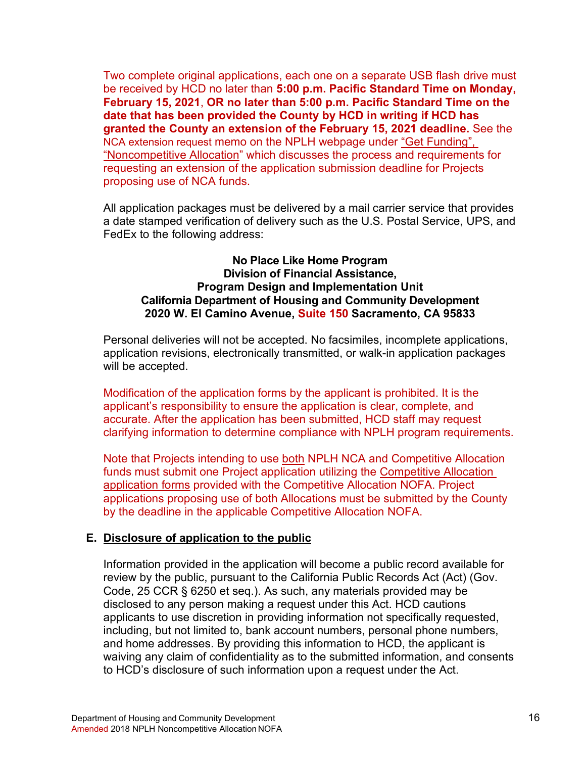Two complete original applications, each one on a separate USB flash drive must be received by HCD no later than **5:00 p.m. Pacific Standard Time on Monday, February 15, 2021**, **OR no later than 5:00 p.m. Pacific Standard Time on the date that has been provided the County by HCD in writing if HCD has granted the County an extension of the February 15, 2021 deadline.** See the NCA extension request memo on the NPLH webpage under "Get Funding", "Noncompetitive Allocation" which discusses the process and requirements for requesting an extension of the application submission deadline for Projects proposing use of NCA funds.

All application packages must be delivered by a mail carrier service that provides a date stamped verification of delivery such as the U.S. Postal Service, UPS, and FedEx to the following address:

**No Place Like Home Program**
**Division of Financial Assistance,**
**Program Design and Implementation Unit**
**California Department of Housing and Community Development**
**2020 W. El Camino Avenue, Suite 150 Sacramento, CA 95833**

Personal deliveries will not be accepted. No facsimiles, incomplete applications, application revisions, electronically transmitted, or walk-in application packages will be accepted.

Modification of the application forms by the applicant is prohibited. It is the applicant's responsibility to ensure the application is clear, complete, and accurate. After the application has been submitted, HCD staff may request clarifying information to determine compliance with NPLH program requirements.

Note that Projects intending to use both NPLH NCA and Competitive Allocation funds must submit one Project application utilizing the Competitive Allocation application forms provided with the Competitive Allocation NOFA. Project applications proposing use of both Allocations must be submitted by the County by the deadline in the applicable Competitive Allocation NOFA.

## E. Disclosure of application to the public

Information provided in the application will become a public record available for review by the public, pursuant to the California Public Records Act (Act) (Gov. Code, 25 CCR § 6250 et seq.). As such, any materials provided may be disclosed to any person making a request under this Act. HCD cautions applicants to use discretion in providing information not specifically requested, including, but not limited to, bank account numbers, personal phone numbers, and home addresses. By providing this information to HCD, the applicant is waiving any claim of confidentiality as to the submitted information, and consents to HCD's disclosure of such information upon a request under the Act.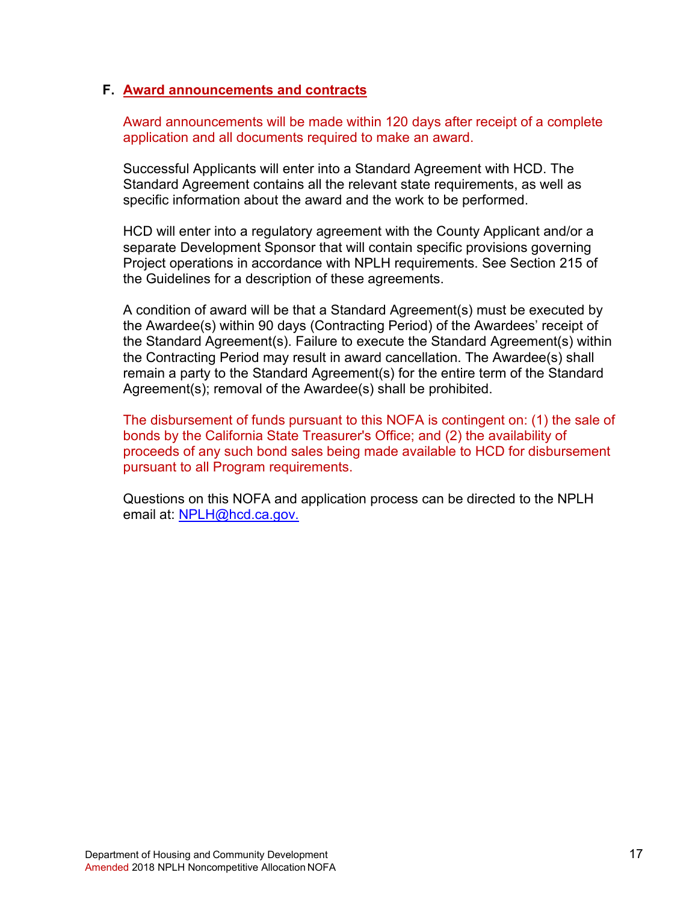### F. **Award announcements and contracts**

Award announcements will be made within 120 days after receipt of a complete application and all documents required to make an award.

Successful Applicants will enter into a Standard Agreement with HCD. The Standard Agreement contains all the relevant state requirements, as well as specific information about the award and the work to be performed.

HCD will enter into a regulatory agreement with the County Applicant and/or a separate Development Sponsor that will contain specific provisions governing Project operations in accordance with NPLH requirements. See Section 215 of the Guidelines for a description of these agreements.

A condition of award will be that a Standard Agreement(s) must be executed by the Awardee(s) within 90 days (Contracting Period) of the Awardees' receipt of the Standard Agreement(s). Failure to execute the Standard Agreement(s) within the Contracting Period may result in award cancellation. The Awardee(s) shall remain a party to the Standard Agreement(s) for the entire term of the Standard Agreement(s); removal of the Awardee(s) shall be prohibited.

The disbursement of funds pursuant to this NOFA is contingent on: (1) the sale of bonds by the California State Treasurer's Office; and (2) the availability of proceeds of any such bond sales being made available to HCD for disbursement pursuant to all Program requirements.

Questions on this NOFA and application process can be directed to the NPLH email at: NPLH@hcd.ca.gov.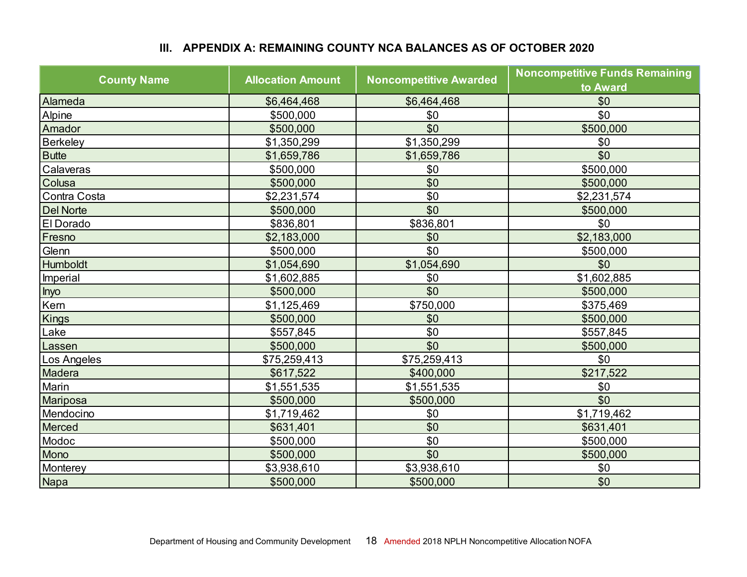## III. APPENDIX A: REMAINING COUNTY NCA BALANCES AS OF OCTOBER 2020

| County Name | Allocation Amount | Noncompetitive Awarded | Noncompetitive Funds Remaining to Award |
|---|---|---|---|
| Alameda | $6,464,468 | $6,464,468 | $0 |
| Alpine | $500,000 | $0 | $0 |
| Amador | $500,000 | $0 | $500,000 |
| Berkeley | $1,350,299 | $1,350,299 | $0 |
| Butte | $1,659,786 | $1,659,786 | $0 |
| Calaveras | $500,000 | $0 | $500,000 |
| Colusa | $500,000 | $0 | $500,000 |
| Contra Costa | $2,231,574 | $0 | $2,231,574 |
| Del Norte | $500,000 | $0 | $500,000 |
| El Dorado | $836,801 | $836,801 | $0 |
| Fresno | $2,183,000 | $0 | $2,183,000 |
| Glenn | $500,000 | $0 | $500,000 |
| Humboldt | $1,054,690 | $1,054,690 | $0 |
| Imperial | $1,602,885 | $0 | $1,602,885 |
| Inyo | $500,000 | $0 | $500,000 |
| Kern | $1,125,469 | $750,000 | $375,469 |
| Kings | $500,000 | $0 | $500,000 |
| Lake | $557,845 | $0 | $557,845 |
| Lassen | $500,000 | $0 | $500,000 |
| Los Angeles | $75,259,413 | $75,259,413 | $0 |
| Madera | $617,522 | $400,000 | $217,522 |
| Marin | $1,551,535 | $1,551,535 | $0 |
| Mariposa | $500,000 | $500,000 | $0 |
| Mendocino | $1,719,462 | $0 | $1,719,462 |
| Merced | $631,401 | $0 | $631,401 |
| Modoc | $500,000 | $0 | $500,000 |
| Mono | $500,000 | $0 | $500,000 |
| Monterey | $3,938,610 | $3,938,610 | $0 |
| Napa | $500,000 | $500,000 | $0 |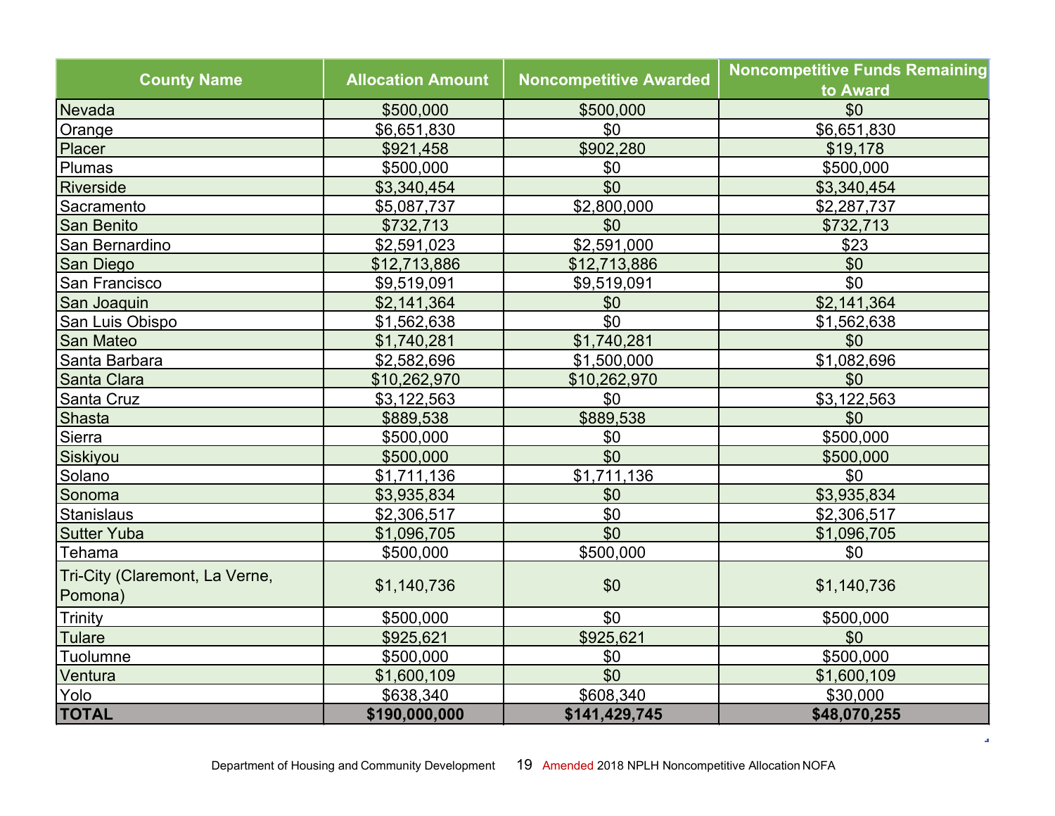| County Name | Allocation Amount | Noncompetitive Awarded | Noncompetitive Funds Remaining to Award |
|---|---|---|---|
| Nevada | $500,000 | $500,000 | $0 |
| Orange | $6,651,830 | $0 | $6,651,830 |
| Placer | $921,458 | $902,280 | $19,178 |
| Plumas | $500,000 | $0 | $500,000 |
| Riverside | $3,340,454 | $0 | $3,340,454 |
| Sacramento | $5,087,737 | $2,800,000 | $2,287,737 |
| San Benito | $732,713 | $0 | $732,713 |
| San Bernardino | $2,591,023 | $2,591,000 | $23 |
| San Diego | $12,713,886 | $12,713,886 | $0 |
| San Francisco | $9,519,091 | $9,519,091 | $0 |
| San Joaquin | $2,141,364 | $0 | $2,141,364 |
| San Luis Obispo | $1,562,638 | $0 | $1,562,638 |
| San Mateo | $1,740,281 | $1,740,281 | $0 |
| Santa Barbara | $2,582,696 | $1,500,000 | $1,082,696 |
| Santa Clara | $10,262,970 | $10,262,970 | $0 |
| Santa Cruz | $3,122,563 | $0 | $3,122,563 |
| Shasta | $889,538 | $889,538 | $0 |
| Sierra | $500,000 | $0 | $500,000 |
| Siskiyou | $500,000 | $0 | $500,000 |
| Solano | $1,711,136 | $1,711,136 | $0 |
| Sonoma | $3,935,834 | $0 | $3,935,834 |
| Stanislaus | $2,306,517 | $0 | $2,306,517 |
| Sutter Yuba | $1,096,705 | $0 | $1,096,705 |
| Tehama | $500,000 | $500,000 | $0 |
| Tri-City (Claremont, La Verne, Pomona) | $1,140,736 | $0 | $1,140,736 |
| Trinity | $500,000 | $0 | $500,000 |
| Tulare | $925,621 | $925,621 | $0 |
| Tuolumne | $500,000 | $0 | $500,000 |
| Ventura | $1,600,109 | $0 | $1,600,109 |
| Yolo | $638,340 | $608,340 | $30,000 |
| **TOTAL** | **$190,000,000** | **$141,429,745** | **$48,070,255** |